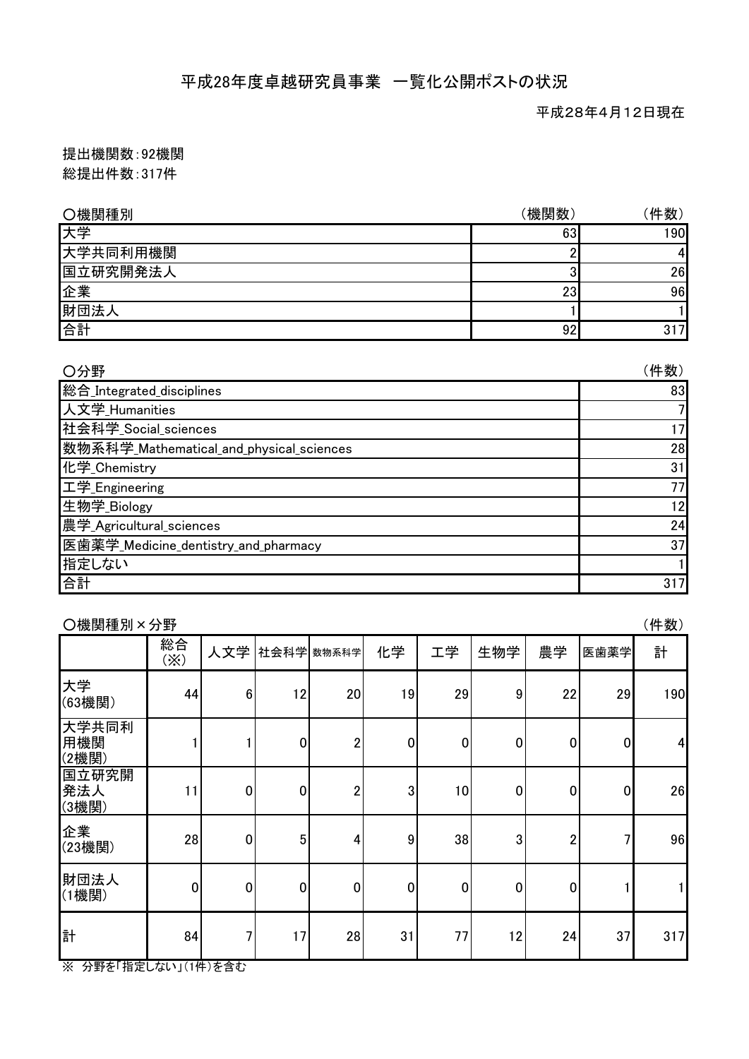# 平成28年度卓越研究員事業　一覧化公開ポストの状況

平成28年4月12日現在

提出機関数:92機関

総提出件数:317件

○機関種別

| | （機関数） | （件数） |
|---|---|---|
| 大学 | 63 | 190 |
| 大学共同利用機関 | 2 | 4 |
| 国立研究開発法人 | 3 | 26 |
| 企業 | 23 | 96 |
| 財団法人 | 1 | 1 |
| 合計 | 92 | 317 |

○分野

| | （件数） |
|---|---|
| 総合_Integrated_disciplines | 83 |
| 人文学_Humanities | 7 |
| 社会科学_Social_sciences | 17 |
| 数物系科学_Mathematical_and_physical_sciences | 28 |
| 化学_Chemistry | 31 |
| 工学_Engineering | 77 |
| 生物学_Biology | 12 |
| 農学_Agricultural_sciences | 24 |
| 医歯薬学_Medicine_dentistry_and_pharmacy | 37 |
| 指定しない | 1 |
| 合計 | 317 |

○機関種別×分野　（件数）

| | 総合(※) | 人文学 | 社会科学 | 数物系科学 | 化学 | 工学 | 生物学 | 農学 | 医歯薬学 | 計 |
|---|---|---|---|---|---|---|---|---|---|---|
| 大学(63機関) | 44 | 6 | 12 | 20 | 19 | 29 | 9 | 22 | 29 | 190 |
| 大学共同利用機関(2機関) | 1 | 1 | 0 | 2 | 0 | 0 | 0 | 0 | 0 | 4 |
| 国立研究開発法人(3機関) | 11 | 0 | 0 | 2 | 3 | 10 | 0 | 0 | 0 | 26 |
| 企業(23機関) | 28 | 0 | 5 | 4 | 9 | 38 | 3 | 2 | 7 | 96 |
| 財団法人(1機関) | 0 | 0 | 0 | 0 | 0 | 0 | 0 | 0 | 1 | 1 |
| 計 | 84 | 7 | 17 | 28 | 31 | 77 | 12 | 24 | 37 | 317 |

※ 分野を「指定しない」(1件)を含む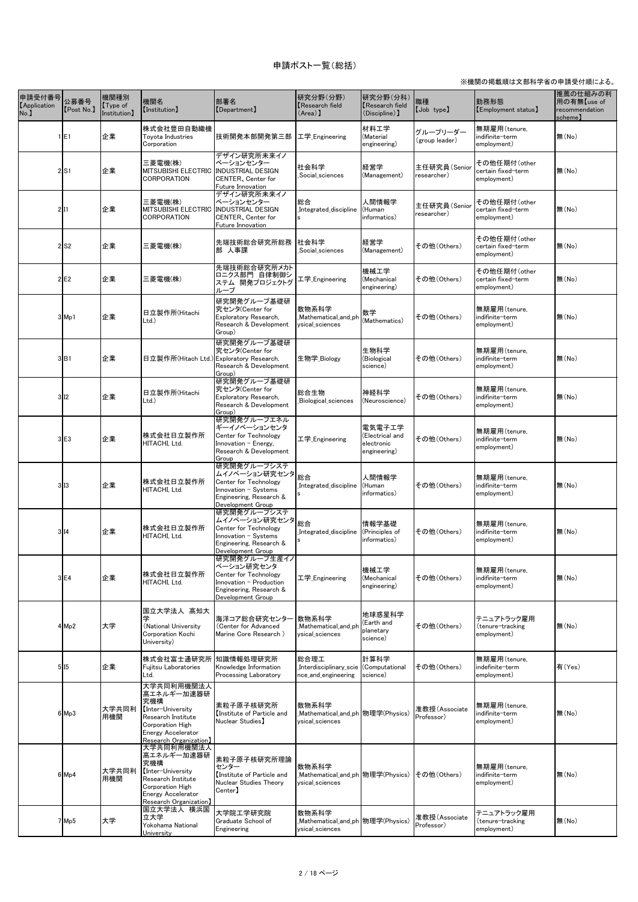# 申請ポスト一覧（総括）

※機関の掲載順は文部科学省の申請受付順による。

| 申請受付番号【Application No.】 | 公募番号【Post No.】 | 機関種別【Type of Institution】 | 機関名【Institution】 | 部署名【Department】 | 研究分野(分野)【Research field (Area)】 | 研究分野(分科)【Research field (Discipline)】 | 職種【Job type】 | 勤務形態【Employment status】 | 推薦の仕組みの利用の有無【use of recommendation scheme】 |
|---|---|---|---|---|---|---|---|---|---|
| 1 | E1 | 企業 | 株式会社豊田自動織機 Toyota Industries Corporation | 技術開発本部開発第三部 | 工学_Engineering | 材料工学(Material engineering) | グループリーダー(group leader) | 無期雇用(tenure, indifinite-term employment) | 無(No) |
| 2 | S1 | 企業 | 三菱電機(株) MITSUBISHI ELECTRIC CORPORATION | デザイン研究所未来イノベーションセンター INDUSTRIAL DESIGN CENTER、Center for Future Innovation | 社会科学_Social_sciences | 経営学(Management) | 主任研究員(Senior researcher) | その他任期付(other certain fixed-term employment) | 無(No) |
| 2 | I1 | 企業 | 三菱電機(株) MITSUBISHI ELECTRIC CORPORATION | デザイン研究所未来イノベーションセンター INDUSTRIAL DESIGN CENTER、Center for Future Innovation | 総合_Integrated_disciplines | 人間情報学(Human informatics) | 主任研究員(Senior researcher) | その他任期付(other certain fixed-term employment) | 無(No) |
| 2 | S2 | 企業 | 三菱電機(株) | 先端技術総合研究所総務部 人事課 | 社会科学_Social_sciences | 経営学(Management) | その他(Others) | その他任期付(other certain fixed-term employment) | 無(No) |
| 2 | E2 | 企業 | 三菱電機(株) | 先端技術総合研究所メカトロニクス部門 自律制御システム 開発プロジェクトグループ | 工学_Engineering | 機械工学(Mechanical engineering) | その他(Others) | その他任期付(other certain fixed-term employment) | 無(No) |
| 3 | Mp1 | 企業 | 日立製作所(Hitachi Ltd.) | 研究開発グループ基礎研究センタ(Center for Exploratory Research, Research & Development Group) | 数物系科学_Mathematical_and_physical_sciences | 数学(Mathematics) | その他(Others) | 無期雇用(tenure, indifinite-term employment) | 無(No) |
| 3 | B1 | 企業 | 日立製作所(Hitach Ltd.) | 研究開発グループ基礎研究センタ(Center for Exploratory Research, Research & Development Group) | 生物学_Biology | 生物科学(Biological science) | その他(Others) | 無期雇用(tenure, indifinite-term employment) | 無(No) |
| 3 | I2 | 企業 | 日立製作所(Hitachi Ltd.) | 研究開発グループ基礎研究センタ(Center for Exploratory Research, Research & Development Group) | 総合生物_Biological_sciences | 神経科学(Neuroscience) | その他(Others) | 無期雇用(tenure, indifinite-term employment) | 無(No) |
| 3 | E3 | 企業 | 株式会社日立製作所 HITACHI, Ltd. | 研究開発グループエネルギーイノベーションセンタ Center for Technology Innovation - Energy, Research & Development Group | 工学_Engineering | 電気電子工学(Electrical and electronic engineering) | その他(Others) | 無期雇用(tenure, indifinite-term employment) | 無(No) |
| 3 | I3 | 企業 | 株式会社日立製作所 HITACHI, Ltd. | 研究開発グループシステムイノベーション研究センタ Center for Technology Innovation - Systems Engineering, Research & Development Group | 総合_Integrated_disciplines | 人間情報学(Human informatics) | その他(Others) | 無期雇用(tenure, indifinite-term employment) | 無(No) |
| 3 | I4 | 企業 | 株式会社日立製作所 HITACHI, Ltd. | 研究開発グループシステムイノベーション研究センタ Center for Technology Innovation - Systems Engineering, Research & Development Group | 総合_Integrated_disciplines | 情報学基礎(Principles of informatics) | その他(Others) | 無期雇用(tenure, indifinite-term employment) | 無(No) |
| 3 | E4 | 企業 | 株式会社日立製作所 HITACHI, Ltd. | 研究開発グループ生産イノベーション研究センタ Center for Technology Innovation - Production Engineering, Research & Development Group | 工学_Engineering | 機械工学(Mechanical engineering) | その他(Others) | 無期雇用(tenure, indifinite-term employment) | 無(No) |
| 4 | Mp2 | 大学 | 国立大学法人 高知大学 (National University Corporation Kochi University) | 海洋コア総合研究センター (Center for Advanced Marine Core Research ) | 数物系科学_Mathematical_and_physical_sciences | 地球惑星科学(Earth and planetary science) | その他(Others) | テニュアトラック雇用(tenure-tracking employment) | 無(No) |
| 5 | I5 | 企業 | 株式会社富士通研究所 Fujitsu Laboratories Ltd. | 知識情報処理研究所 Knowledge Information Processing Laboratory | 総合理工_Interdisciplinary_science_and_engineering | 計算科学(Computational science) | その他(Others) | 無期雇用(tenure, indefinite-term employment) | 有(Yes) |
| 6 | Mp3 | 大学共同利用機関 | 大学共同利用機関法人高エネルギー加速器研究機構【Inter-University Research Institute Corporation High Energy Accelerator Research Organization】 | 素粒子原子核研究所【Institute of Particle and Nuclear Studies】 | 数物系科学_Mathematical_and_physical_sciences | 物理学(Physics) | 准教授(Associate Professor) | 無期雇用(tenure, indifinite-term employment) | 無(No) |
| 6 | Mp4 | 大学共同利用機関 | 大学共同利用機関法人高エネルギー加速器研究機構【Inter-University Research Institute Corporation High Energy Accelerator Research Organization】 | 素粒子原子核研究所理論センター【Institute of Particle and Nuclear Studies Theory Center】 | 数物系科学_Mathematical_and_physical_sciences | 物理学(Physics) | その他(Others) | 無期雇用(tenure, indifinite-term employment) | 無(No) |
| 7 | Mp5 | 大学 | 国立大学法人 横浜国立大学 Yokohama National University | 大学院工学研究院 Graduate School of Engineering | 数物系科学_Mathematical_and_physical_sciences | 物理学(Physics) | 准教授(Associate Professor) | テニュアトラック雇用(tenure-tracking employment) | 無(No) |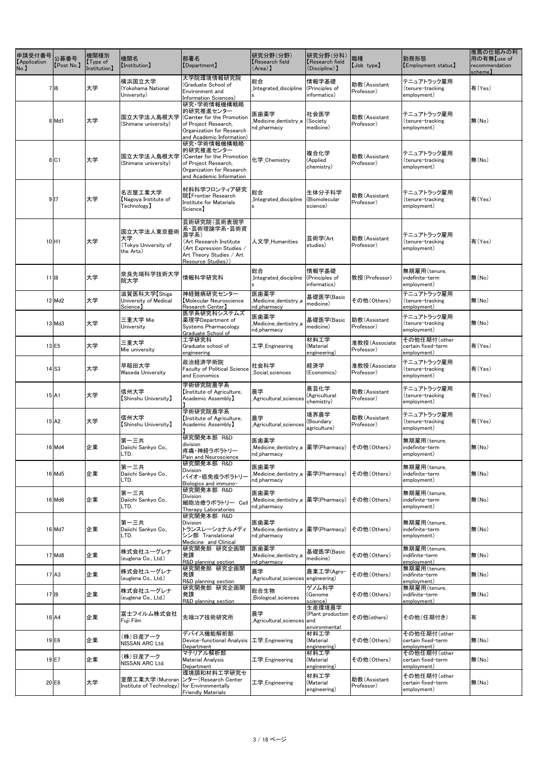| 申請受付番号【Application No.】 | 公募番号【Post No.】 | 機関種別【Type of Institution】 | 機関名【Institution】 | 部署名【Department】 | 研究分野(分野)【Research field (Area)】 | 研究分野(分科)【Research field (Discipline)】 | 職種【Job type】 | 勤務形態【Employment status】 | 推薦の仕組みの利用の有無【use of recommendation scheme】 |
|---|---|---|---|---|---|---|---|---|---|
| 7 | I6 | 大学 | 横浜国立大学 (Yokohama National University) | 大学院環境情報研究院 (Graduate School of Environment and Information Sciences) | 総合 _Integrated_disciplines | 情報学基礎 (Principles of informatics) | 助教(Assistant Professor) | テニュアトラック雇用 (tenure-tracking employment) | 有(Yes) |
| 8 | Md1 | 大学 | 国立大学法人島根大学 (Shimane university) | 研究・学術情報機構戦略的研究推進センター (Center for the Promotion of Project Research, Organization for Research and Academic Information) | 医歯薬学 _Medicine_dentistry_and_pharmacy | 社会医学 (Society medicine) | 助教(Assistant Professor) | テニュアトラック雇用 (tenure-tracking employment) | 無(No) |
| 8 | C1 | 大学 | 国立大学法人島根大学 (Shimane university) | 研究・学術情報機構戦略的研究推進センター (Center for the Promotion of Project Research, Organization for Research and Academic Information | 化学_Chemistry | 複合化学 (Applied chemistry) | 助教(Assistant Professor) | テニュアトラック雇用 (tenure-tracking employment) | 無(No) |
| 9 | I7 | 大学 | 名古屋工業大学【Nagoya Institute of Technology】 | 材料科学フロンティア研究院【Frontier Research Institute for Materials Science】 | 総合 _Integrated_disciplines | 生体分子科学 (Biomolecular science) | 助教(Assistant Professor) | テニュアトラック雇用 (tenure-tracking employment) | 有(Yes) |
| 10 | H1 | 大学 | 国立大学法人東京藝術大学 (Tokyo University of the Arts) | 芸術研究院(芸術表現学系・芸術理論学系・芸術資源学系) (Art Research Institute (Art Expression Studies / Art Theory Studies / Art Resource Studies)) | 人文学_Humanities | 芸術学(Art studies) | 助教(Assistant Professor) | テニュアトラック雇用 (tenure-tracking employment) | 有(Yes) |
| 11 | I8 | 大学 | 奈良先端科学技術大学院大学 | 情報科学研究科 | 総合 _Integrated_disciplines | 情報学基礎 (Principles of informatics) | 教授(Professor) | 無期雇用(tenure, indefinite-term employment) | 無(No) |
| 12 | Md2 | 大学 | 滋賀医科大学【Shiga University of Medical Science】 | 神経難病研究センター【Molecular Neuroscience Research Center】 | 医歯薬学 _Medicine_dentistry_and_pharmacy | 基礎医学(Basic medicine) | その他(Others) | テニュアトラック雇用 (tenure-tracking employment) | 無(No) |
| 13 | Md3 | 大学 | 三重大学 Mie University | 医学系研究科システムズ薬理学Department of Systems Pharmacology Graduate School of | 医歯薬学 _Medicine_dentistry_and_pharmacy | 基礎医学(Basic medicine) | 助教(Assistant Professor) | テニュアトラック雇用 (tenure-tracking employment) | 無(No) |
| 13 | E5 | 大学 | 三重大学 Mie university | 工学研究科 Graduate school of engineering | 工学_Engineering | 材料工学 (Material engineering) | 准教授(Associate Professor) | その他任期付(other certain fixed-term employment) | 有(Yes) |
| 14 | S3 | 大学 | 早稲田大学 Waseda University | 政治経済学術院 Faculty of Political Science and Economics | 社会科学 _Social_sciences | 経済学 (Economics) | 准教授(Associate Professor) | テニュアトラック雇用 (tenure-tracking employment) | 有(Yes) |
| 15 | A1 | 大学 | 信州大学【Shinshu University】 | 学術研究院農学系【Institute of Agriculture, Academic Assembly】 | 農学 _Agricultural_sciences | 農芸化学 (Agricultural chemistry) | 助教(Assistant Professor) | テニュアトラック雇用 (tenure-tracking employment) | 有(Yes) |
| 15 | A2 | 大学 | 信州大学【Shinshu University】 | 学術研究院農学系【Institute of Agriculture, Academic Assembly】 | 農学 _Agricultural_sciences | 境界農学 (Boundary agriculture) | 助教(Assistant Professor) | テニュアトラック雇用 (tenure-tracking employment) | 有(Yes) |
| 16 | Md4 | 企業 | 第一三共 Daiichi Sankyo Co., LTD. | 研究開発本部 R&D division 疼痛・神経ラボラトリー Pain and Neuroscience | 医歯薬学 _Medicine_dentistry_and_pharmacy | 薬学(Pharmacy) | その他(Others) | 無期雇用(tenure, indefinite-term employment) | 無(No) |
| 16 | Md5 | 企業 | 第一三共 Daiichi Sankyo Co., LTD. | 研究開発本部 R&D Division バイオ・癌免疫ラボラトリー Biologics and immuno- | 医歯薬学 _Medicine_dentistry_and_pharmacy | 薬学(Pharmacy) | その他(Others) | 無期雇用(tenure, indefinite-term employment) | 無(No) |
| 16 | Md6 | 企業 | 第一三共 Daiichi Sankyo Co., LTD. | 研究開発本部 R&D Division 細胞治療ラボラトリー Cell Therapy Laboratories | 医歯薬学 _Medicine_dentistry_and_pharmacy | 薬学(Pharmacy) | その他(Others) | 無期雇用(tenure, indefinite-term employment) | 無(No) |
| 16 | Md7 | 企業 | 第一三共 Daiichi Sankyo Co., LTD. | 研究開発本部 R&D Division トランスレーショナルメディシン部 Translational Medicine and Clinical | 医歯薬学 _Medicine_dentistry_and_pharmacy | 薬学(Pharmacy) | その他(Others) | 無期雇用(tenure, indefinite-term employment) | 無(No) |
| 17 | Md8 | 企業 | 株式会社ユーグレナ (euglena Co., Ltd.) | 研究開発部 研究企画開発課 R&D planning section | 医歯薬学 _Medicine_dentistry_and_pharmacy | 基礎医学(Basic medicine) | その他(Others) | 無期雇用(tenure, indifinite-term employment) | 無(No) |
| 17 | A3 | 企業 | 株式会社ユーグレナ (euglena Co., Ltd.) | 研究開発部 研究企画開発課 R&D planning section | 農学 _Agricultural_sciences | 農業工学(Agro-engineering) | その他(Others) | 無期雇用(tenure, indifinite-term employment) | 無(No) |
| 17 | I9 | 企業 | 株式会社ユーグレナ (euglena Co., Ltd.) | 研究開発部 研究企画開発課 R&D planning section | 総合生物 _Biological_sciences | ゲノム科学 (Genome science) | その他(Others) | 無期雇用(tenure, indifinite-term employment) | 無(No) |
| 18 | A4 | 企業 | 富士フイルム株式会社 Fuji Film | 先端コア技術研究所 | 農学 _Agricultural_sciences | 生産環境農学 (Plant production and environmental | その他(others) | その他(任期付き) | 有 |
| 19 | E6 | 企業 | (株)日産アーク NISSAN ARC Ltd. | デバイス機能解析部 Device-functional Analysis Department | 工学_Engineering | 材料工学 (Material engineering) | その他(Others) | その他任期付(other certain fixed-term employment) | 無(No) |
| 19 | E7 | 企業 | (株)日産アーク NISSAN ARC Ltd. | マテリアル解析部 Material Analysis Department | 工学_Engineering | 材料工学 (Material engineering) | その他(Others) | その他任期付(other certain fixed-term employment) | 無(No) |
| 20 | E8 | 大学 | 室蘭工業大学(Muroran Institute of Technology) | 環境調和材料工学研究センター(Research Center for Environmentally Friendly Materials | 工学_Engineering | 材料工学 (Material engineering) | 助教(Assistant Professor) | その他任期付(other certain fixed-term employment) | 無(No) |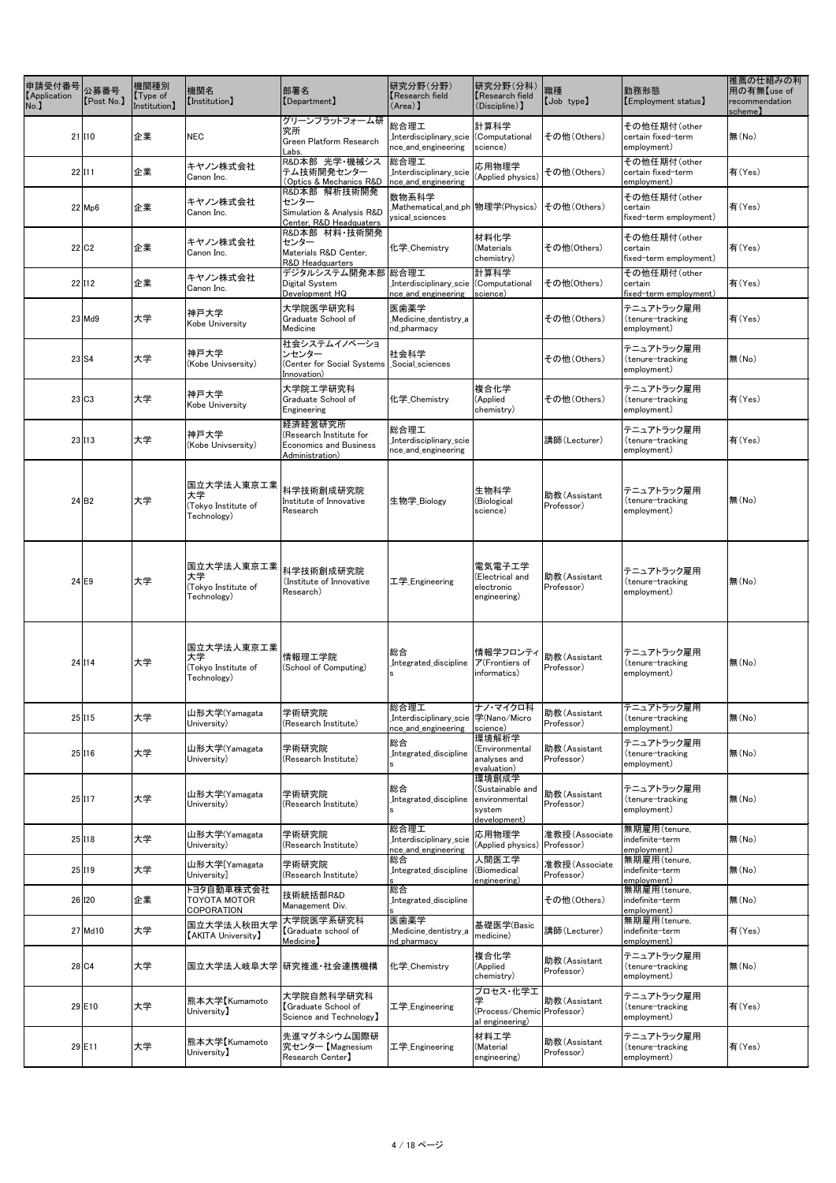| 申請受付番号【Application No.】 | 公募番号【Post No.】 | 機関種別【Type of Institution】 | 機関名【Institution】 | 部署名【Department】 | 研究分野(分野)【Research field (Area)】 | 研究分野(分科)【Research field (Discipline)】 | 職種【Job type】 | 勤務形態【Employment status】 | 推薦の仕組みの利用の有無【use of recommendation scheme】 |
|---|---|---|---|---|---|---|---|---|---|
| 21 | I10 | 企業 | NEC | グリーンプラットフォーム研究所 Green Platform Research Labs. | 総合理工_Interdisciplinary_science_and_engineering | 計算科学(Computational science) | その他(Others) | その他任期付(other certain fixed-term employment) | 無(No) |
| 22 | I11 | 企業 | キヤノン株式会社 Canon Inc. | R&D本部 光学・機械システム技術開発センター (Optics & Mechanics R&D | 総合理工_Interdisciplinary_science_and_engineering | 応用物理学(Applied physics) | その他(Others) | その他任期付(other certain fixed-term employment) | 有(Yes) |
| 22 | Mp6 | 企業 | キヤノン株式会社 Canon Inc. | R&D本部 解析技術開発センター Simulation & Analysis R&D Center, R&D Headquaters | 数物系科学_Mathematical_and_physical_sciences | 物理学(Physics) | その他(Others) | その他任期付(other certain fixed-term employment) | 有(Yes) |
| 22 | C2 | 企業 | キヤノン株式会社 Canon Inc. | R&D本部 材料・技術開発センター Materials R&D Center, R&D Headquarters | 化学_Chemistry | 材料化学(Materials chemistry) | その他(Others) | その他任期付(other certain fixed-term employment) | 有(Yes) |
| 22 | I12 | 企業 | キヤノン株式会社 Canon Inc. | デジタルシステム開発本部 Digital System Development HQ | 総合理工_Interdisciplinary_science_and_engineering | 計算科学(Computational science) | その他(Others) | その他任期付(other certain fixed-term employment) | 有(Yes) |
| 23 | Md9 | 大学 | 神戸大学 Kobe University | 大学院医学研究科 Graduate School of Medicine | 医歯薬学_Medicine_dentistry_and_pharmacy | | その他(Others) | テニュアトラック雇用(tenure-tracking employment) | 有(Yes) |
| 23 | S4 | 大学 | 神戸大学 (Kobe Univsersity) | 社会システムイノベーションセンター (Center for Social Systems Innovation) | 社会科学_Social_sciences | | その他(Others) | テニュアトラック雇用(tenure-tracking employment) | 無(No) |
| 23 | C3 | 大学 | 神戸大学 Kobe University | 大学院工学研究科 Graduate School of Engineering | 化学_Chemistry | 複合化学(Applied chemistry) | その他(Others) | テニュアトラック雇用(tenure-tracking employment) | 有(Yes) |
| 23 | I13 | 大学 | 神戸大学 (Kobe Univsersity) | 経済経営研究所 (Research Institute for Economics and Business Administration) | 総合理工_Interdisciplinary_science_and_engineering | | 講師(Lecturer) | テニュアトラック雇用(tenure-tracking employment) | 有(Yes) |
| 24 | B2 | 大学 | 国立大学法人東京工業大学 (Tokyo Institute of Technology) | 科学技術創成研究院 Institute of Innovative Research | 生物学_Biology | 生物科学(Biological science) | 助教(Assistant Professor) | テニュアトラック雇用(tenure-tracking employment) | 無(No) |
| 24 | E9 | 大学 | 国立大学法人東京工業大学 (Tokyo Institute of Technology) | 科学技術創成研究院 (Institute of Innovative Research) | 工学_Engineering | 電気電子工学(Electrical and electronic engineering) | 助教(Assistant Professor) | テニュアトラック雇用(tenure-tracking employment) | 無(No) |
| 24 | I14 | 大学 | 国立大学法人東京工業大学 (Tokyo Institute of Technology) | 情報理工学院 (School of Computing) | 総合_Integrated_disciplines | 情報学フロンティア(Frontiers of informatics) | 助教(Assistant Professor) | テニュアトラック雇用(tenure-tracking employment) | 無(No) |
| 25 | I15 | 大学 | 山形大学(Yamagata University) | 学術研究院 (Research Institute) | 総合理工_Interdisciplinary_science_and_engineering | ナノ・マイクロ科学(Nano/Micro science) | 助教(Assistant Professor) | テニュアトラック雇用(tenure-tracking employment) | 無(No) |
| 25 | I16 | 大学 | 山形大学(Yamagata University) | 学術研究院 (Research Institute) | 総合_Integrated_disciplines | 環境解析学(Environmental analyses and evaluation) | 助教(Assistant Professor) | テニュアトラック雇用(tenure-tracking employment) | 無(No) |
| 25 | I17 | 大学 | 山形大学(Yamagata University) | 学術研究院 (Research Institute) | 総合_Integrated_disciplines | 環境創成学(Sustainable and environmental system development) | 助教(Assistant Professor) | テニュアトラック雇用(tenure-tracking employment) | 無(No) |
| 25 | I18 | 大学 | 山形大学(Yamagata University) | 学術研究院 (Research Institute) | 総合理工_Interdisciplinary_science_and_engineering | 応用物理学(Applied physics) | 准教授(Associate Professor) | 無期雇用(tenure, indefinite-term employment) | 無(No) |
| 25 | I19 | 大学 | 山形大学[Yamagata University] | 学術研究院 (Research Institute) | 総合_Integrated_disciplines | 人間医工学(Biomedical engineering) | 准教授(Associate Professor) | 無期雇用(tenure, indefinite-term employment) | 無(No) |
| 26 | I20 | 企業 | トヨタ自動車株式会社 TOYOTA MOTOR COPORATION | 技術統括部R&D Management Div. | 総合_Integrated_disciplines | | その他(Others) | 無期雇用(tenure, indefinite-term employment) | 無(No) |
| 27 | Md10 | 大学 | 国立大学法人秋田大学【AKITA University】 | 大学院医学系研究科【Graduate school of Medicine】 | 医歯薬学_Medicine_dentistry_and_pharmacy | 基礎医学(Basic medicine) | 講師(Lecturer) | 無期雇用(tenure, indefinite-term employment) | 有(Yes) |
| 28 | C4 | 大学 | 国立大学法人岐阜大学 | 研究推進・社会連携機構 | 化学_Chemistry | 複合化学(Applied chemistry) | 助教(Assistant Professor) | テニュアトラック雇用(tenure-tracking employment) | 無(No) |
| 29 | E10 | 大学 | 熊本大学【Kumamoto University】 | 大学院自然科学研究科【Graduate School of Science and Technology】 | 工学_Engineering | プロセス・化学工学(Process/Chemical engineering) | 助教(Assistant Professor) | テニュアトラック雇用(tenure-tracking employment) | 有(Yes) |
| 29 | E11 | 大学 | 熊本大学【Kumamoto University】 | 先進マグネシウム国際研究センター 【Magnesium Research Center】 | 工学_Engineering | 材料工学(Material engineering) | 助教(Assistant Professor) | テニュアトラック雇用(tenure-tracking employment) | 有(Yes) |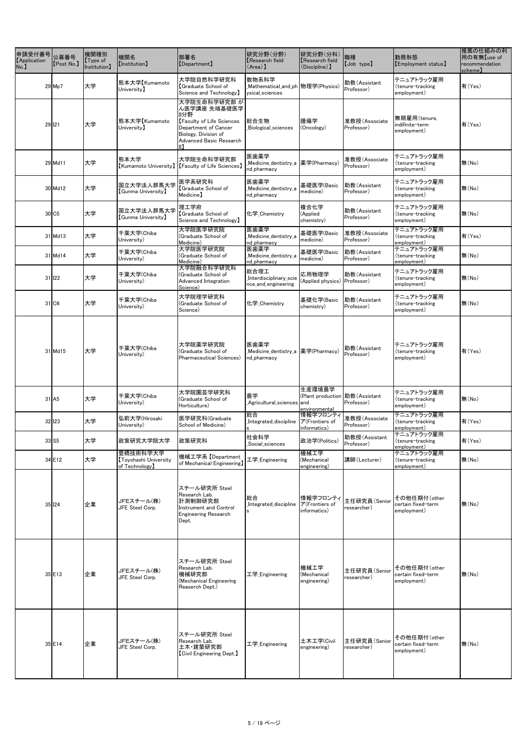| 申請受付番号【Application No.】 | 公募番号【Post No.】 | 機関種別【Type of Institution】 | 機関名【Institution】 | 部署名【Department】 | 研究分野(分野)【Research field (Area)】 | 研究分野(分科)【Research field (Discipline)】 | 職種【Job type】 | 勤務形態【Employment status】 | 推薦の仕組みの利用の有無【use of recommendation scheme】 |
|---|---|---|---|---|---|---|---|---|---|
| 29 | Mp7 | 大学 | 熊本大学【Kumamoto University】 | 大学院自然科学研究科【Graduate School of Science and Technology】 | 数物系科学_Mathematical_and_physical_sciences | 物理学(Physics) | 助教(Assistant Professor) | テニュアトラック雇用(tenure-tracking employment) | 有(Yes) |
| 29 | I21 | 大学 | 熊本大学【Kumamoto University】 | 大学院生命科学研究部 がん医学講座 先端基礎医学II分野【Faculty of Life Sciences Department of Cancer Biology, Division of Advanced Basic Research II】 | 総合生物_Biological_sciences | 腫瘍学(Oncology) | 准教授(Associate Professor) | 無期雇用(tenure, indifinite-term employment) | 有(Yes) |
| 29 | Md11 | 大学 | 熊本大学【Kumamoto University】 | 大学院生命科学研究部【Faculty of Life Sciences】 | 医歯薬学_Medicine_dentistry_and_pharmacy | 薬学(Pharmacy) | 准教授(Associate Professor) | テニュアトラック雇用(tenure-tracking employment) | 無(No) |
| 30 | Md12 | 大学 | 国立大学法人群馬大学【Gunma University】 | 医学系研究科【Graduate School of Medicine】 | 医歯薬学_Medicine_dentistry_and_pharmacy | 基礎医学(Basic medicine) | 助教(Assistant Professor) | テニュアトラック雇用(tenure-tracking employment) | 無(No) |
| 30 | C5 | 大学 | 国立大学法人群馬大学【Gunma University】 | 理工学府【Graduate School of Science and Technology】 | 化学_Chemistry | 複合化学(Applied chemistry) | 助教(Assistant Professor) | テニュアトラック雇用(tenure-tracking employment) | 無(No) |
| 31 | Md13 | 大学 | 千葉大学(Chiba University) | 大学院医学研究院(Graduate School of Medicine) | 医歯薬学_Medicine_dentistry_and_pharmacy | 基礎医学(Basic medicine) | 准教授(Associate Professor) | テニュアトラック雇用(tenure-tracking employment) | 有(Yes) |
| 31 | Md14 | 大学 | 千葉大学(Chiba University) | 大学院医学研究院(Graduate School of Medicine) | 医歯薬学_Medicine_dentistry_and_pharmacy | 基礎医学(Basic medicine) | 助教(Assistant Professor) | テニュアトラック雇用(tenure-tracking employment) | 無(No) |
| 31 | I22 | 大学 | 千葉大学(Chiba University) | 大学院融合科学研究科(Graduate School of Advanced Integration Science) | 総合理工_Interdisciplinary_science_and_engineering | 応用物理学(Applied physics) | 助教(Assistant Professor) | テニュアトラック雇用(tenure-tracking employment) | 無(No) |
| 31 | C6 | 大学 | 千葉大学(Chiba University) | 大学院理学研究科(Graduate School of Science) | 化学_Chemistry | 基礎化学(Basic chemistry) | 助教(Assistant Professor) | テニュアトラック雇用(tenure-tracking employment) | 無(No) |
| 31 | Md15 | 大学 | 千葉大学(Chiba University) | 大学院薬学研究院(Graduate School of Pharmaceutical Sciences) | 医歯薬学_Medicine_dentistry_and_pharmacy | 薬学(Pharmacy) | 助教(Assistant Professor) | テニュアトラック雇用(tenure-tracking employment) | 有(Yes) |
| 31 | A5 | 大学 | 千葉大学(Chiba University) | 大学院園芸学研究科(Graduate School of Horticulture) | 農学_Agricultural_sciences | 生産環境農学(Plant production and environmental | 助教(Assistant Professor) | テニュアトラック雇用(tenure-tracking employment) | 無(No) |
| 32 | I23 | 大学 | 弘前大学(Hirosaki University) | 医学研究科(Graduate School of Medicine) | 総合_Integrated_disciplines | 情報学フロンティア(Frontiers of informatics) | 准教授(Associate Professor) | テニュアトラック雇用(tenure-tracking employment) | 有(Yes) |
| 33 | S5 | 大学 | 政策研究大学院大学 | 政策研究科 | 社会科学_Social_sciences | 政治学(Politics) | 助教(Assistant Professor) | テニュアトラック雇用(tenure-tracking employment) | 有(Yes) |
| 34 | E12 | 大学 | 豊橋技術科学大学【Toyohashi University of Technology】 | 機械工学系【Department of Mechanical Engineering】 | 工学_Engineering | 機械工学(Mechanical engineering) | 講師(Lecturer) | テニュアトラック雇用(tenure-tracking employment) | 無(No) |
| 35 | I24 | 企業 | JFEスチール(株) JFE Steel Corp. | スチール研究所 Steel Research Lab. 計測制御研究部 Instrument and Control Engineering Research Dept. | 総合_Integrated_disciplines | 情報学フロンティア(Frontiers of informatics) | 主任研究員(Senior researcher) | その他任期付(other certain fixed-term employment) | 無(No) |
| 35 | E13 | 企業 | JFEスチール(株) JFE Steel Corp. | スチール研究所 Steel Research Lab. 機械研究部 (Mechanical Engineering Reaserch Dept.) | 工学_Engineering | 機械工学(Mechanical engineering) | 主任研究員(Senior researcher) | その他任期付(other certain fixed-term employment) | 無(No) |
| 35 | E14 | 企業 | JFEスチール(株) JFE Steel Corp. | スチール研究所 Steel Research Lab. 土木・建築研究部【Civil Engineering Dept.】 | 工学_Engineering | 土木工学(Civil engineering) | 主任研究員(Senior researcher) | その他任期付(other certain fixed-term employment) | 無(No) |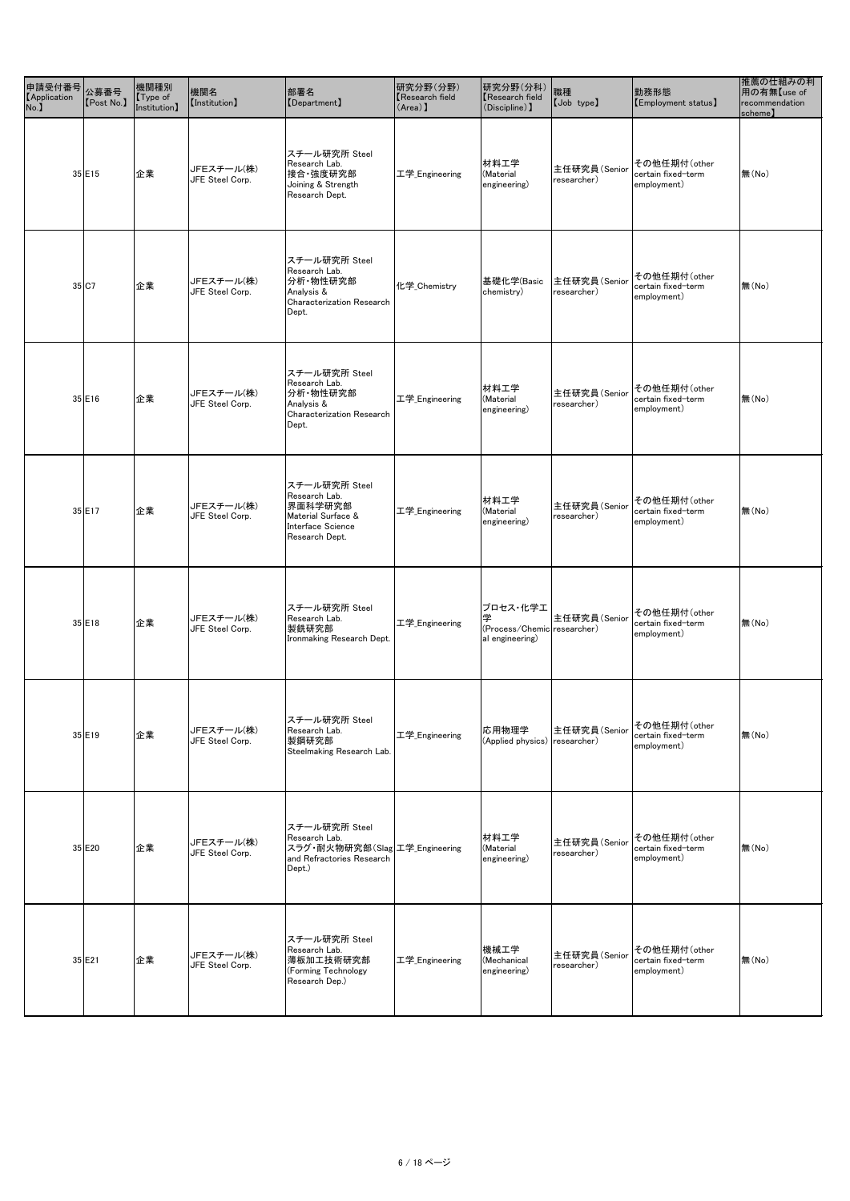| 申請受付番号【Application No.】 | 公募番号【Post No.】 | 機関種別【Type of Institution】 | 機関名【Institution】 | 部署名【Department】 | 研究分野(分野)【Research field (Area)】 | 研究分野(分科)【Research field (Discipline)】 | 職種【Job type】 | 勤務形態【Employment status】 | 推薦の仕組みの利用の有無【use of recommendation scheme】 |
|---|---|---|---|---|---|---|---|---|---|
| 35 | E15 | 企業 | JFEスチール(株) JFE Steel Corp. | スチール研究所 Steel Research Lab. 接合・強度研究部 Joining & Strength Research Dept. | 工学_Engineering | 材料工学 (Material engineering) | 主任研究員(Senior researcher) | その他任期付(other certain fixed-term employment) | 無(No) |
| 35 | C7 | 企業 | JFEスチール(株) JFE Steel Corp. | スチール研究所 Steel Research Lab. 分析・物性研究部 Analysis & Characterization Research Dept. | 化学_Chemistry | 基礎化学(Basic chemistry) | 主任研究員(Senior researcher) | その他任期付(other certain fixed-term employment) | 無(No) |
| 35 | E16 | 企業 | JFEスチール(株) JFE Steel Corp. | スチール研究所 Steel Research Lab. 分析・物性研究部 Analysis & Characterization Research Dept. | 工学_Engineering | 材料工学 (Material engineering) | 主任研究員(Senior researcher) | その他任期付(other certain fixed-term employment) | 無(No) |
| 35 | E17 | 企業 | JFEスチール(株) JFE Steel Corp. | スチール研究所 Steel Research Lab. 界面科学研究部 Material Surface & Interface Science Research Dept. | 工学_Engineering | 材料工学 (Material engineering) | 主任研究員(Senior researcher) | その他任期付(other certain fixed-term employment) | 無(No) |
| 35 | E18 | 企業 | JFEスチール(株) JFE Steel Corp. | スチール研究所 Steel Research Lab. 製銑研究部 Ironmaking Research Dept. | 工学_Engineering | プロセス・化学工学 (Process/Chemical engineering) | 主任研究員(Senior researcher) | その他任期付(other certain fixed-term employment) | 無(No) |
| 35 | E19 | 企業 | JFEスチール(株) JFE Steel Corp. | スチール研究所 Steel Research Lab. 製鋼研究部 Steelmaking Research Lab. | 工学_Engineering | 応用物理学 (Applied physics) | 主任研究員(Senior researcher) | その他任期付(other certain fixed-term employment) | 無(No) |
| 35 | E20 | 企業 | JFEスチール(株) JFE Steel Corp. | スチール研究所 Steel Research Lab. スラグ・耐火物研究部(Slag and Refractories Research Dept.) | 工学_Engineering | 材料工学 (Material engineering) | 主任研究員(Senior researcher) | その他任期付(other certain fixed-term employment) | 無(No) |
| 35 | E21 | 企業 | JFEスチール(株) JFE Steel Corp. | スチール研究所 Steel Research Lab. 薄板加工技術研究部 (Forming Technology Research Dep.) | 工学_Engineering | 機械工学 (Mechanical engineering) | 主任研究員(Senior researcher) | その他任期付(other certain fixed-term employment) | 無(No) |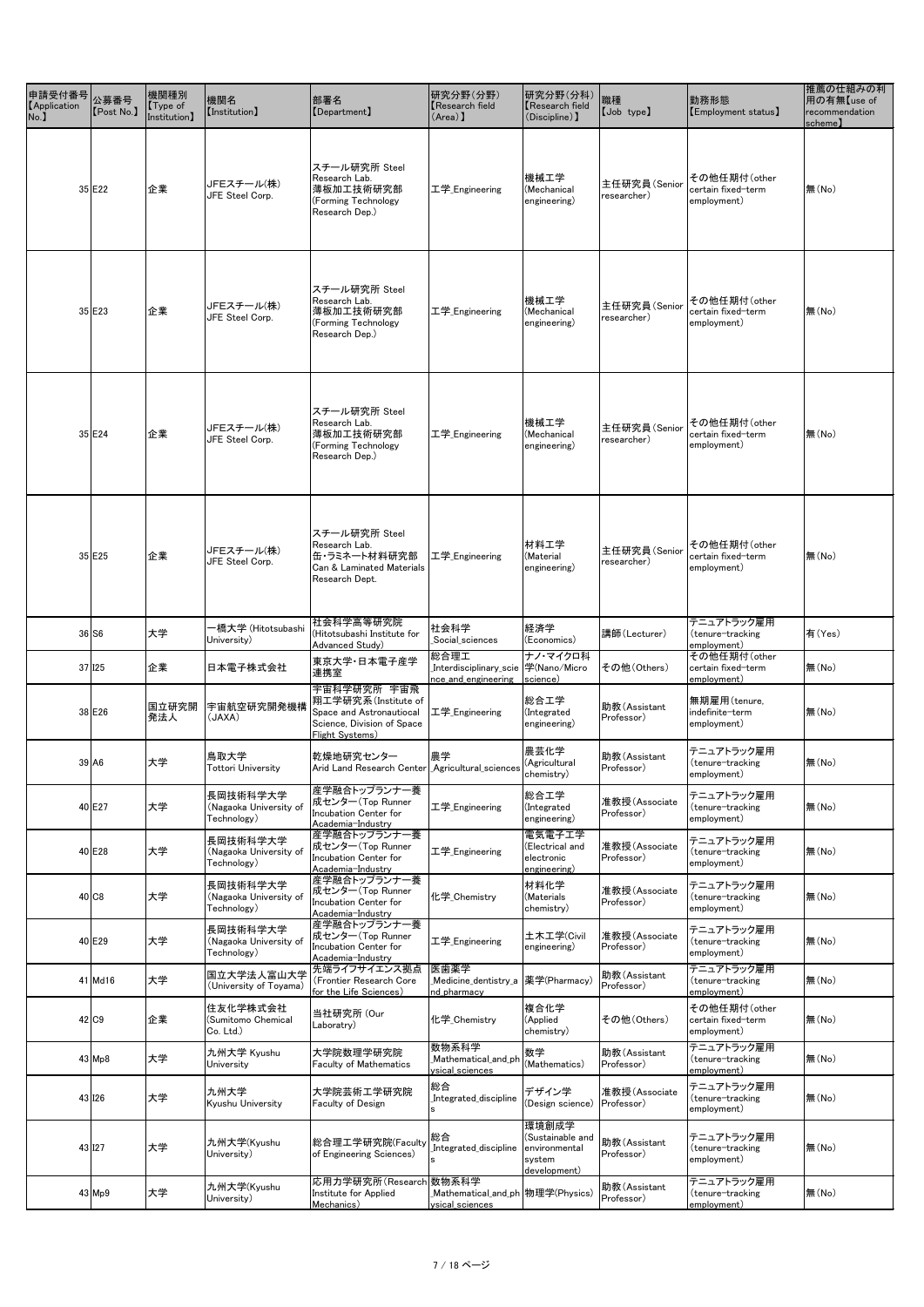| 申請受付番号【Application No.】 | 公募番号【Post No.】 | 機関種別【Type of Institution】 | 機関名【Institution】 | 部署名【Department】 | 研究分野(分野)【Research field (Area)】 | 研究分野(分科)【Research field (Discipline)】 | 職種【Job type】 | 勤務形態【Employment status】 | 推薦の仕組みの利用の有無【use of recommendation scheme】 |
|---|---|---|---|---|---|---|---|---|---|
| 35 | E22 | 企業 | JFEスチール(株) JFE Steel Corp. | スチール研究所 Steel Research Lab. 薄板加工技術研究部 (Forming Technology Research Dep.) | 工学_Engineering | 機械工学 (Mechanical engineering) | 主任研究員(Senior researcher) | その他任期付(other certain fixed-term employment) | 無(No) |
| 35 | E23 | 企業 | JFEスチール(株) JFE Steel Corp. | スチール研究所 Steel Research Lab. 薄板加工技術研究部 (Forming Technology Research Dep.) | 工学_Engineering | 機械工学 (Mechanical engineering) | 主任研究員(Senior researcher) | その他任期付(other certain fixed-term employment) | 無(No) |
| 35 | E24 | 企業 | JFEスチール(株) JFE Steel Corp. | スチール研究所 Steel Research Lab. 薄板加工技術研究部 (Forming Technology Research Dep.) | 工学_Engineering | 機械工学 (Mechanical engineering) | 主任研究員(Senior researcher) | その他任期付(other certain fixed-term employment) | 無(No) |
| 35 | E25 | 企業 | JFEスチール(株) JFE Steel Corp. | スチール研究所 Steel Research Lab. 缶・ラミネート材料研究部 Can & Laminated Materials Research Dept. | 工学_Engineering | 材料工学 (Material engineering) | 主任研究員(Senior researcher) | その他任期付(other certain fixed-term employment) | 無(No) |
| 36 | S6 | 大学 | 一橋大学 (Hitotsubashi University) | 社会科学高等研究院 (Hitotsubashi Institute for Advanced Study) | 社会科学 _Social_sciences | 経済学 (Economics) | 講師(Lecturer) | テニュアトラック雇用 (tenure-tracking employment) | 有(Yes) |
| 37 | I25 | 企業 | 日本電子株式会社 | 東京大学・日本電子産学連携室 | 総合理工 _Interdisciplinary_science_and_engineering | ナノ・マイクロ科学(Nano/Micro science) | その他(Others) | その他任期付(other certain fixed-term employment) | 無(No) |
| 38 | E26 | 国立研究開発法人 | 宇宙航空研究開発機構 (JAXA) | 宇宙科学研究所 宇宙飛翔工学研究系(Institute of Space and Astronautiocal Science, Division of Space Flight Systems) | 工学_Engineering | 総合工学 (Integrated engineering) | 助教(Assistant Professor) | 無期雇用(tenure, indefinite-term employment) | 無(No) |
| 39 | A6 | 大学 | 鳥取大学 Tottori University | 乾燥地研究センター Arid Land Research Center | 農学 _Agricultural_sciences | 農芸化学 (Agricultural chemistry) | 助教(Assistant Professor) | テニュアトラック雇用 (tenure-tracking employment) | 無(No) |
| 40 | E27 | 大学 | 長岡技術科学大学 (Nagaoka University of Technology) | 産学融合トップランナー養成センター(Top Runner Incubation Center for Academia-Industry | 工学_Engineering | 総合工学 (Integrated engineering) | 准教授(Associate Professor) | テニュアトラック雇用 (tenure-tracking employment) | 無(No) |
| 40 | E28 | 大学 | 長岡技術科学大学 (Nagaoka University of Technology) | 産学融合トップランナー養成センター(Top Runner Incubation Center for Academia-Industry | 工学_Engineering | 電気電子工学 (Electrical and electronic engineering) | 准教授(Associate Professor) | テニュアトラック雇用 (tenure-tracking employment) | 無(No) |
| 40 | C8 | 大学 | 長岡技術科学大学 (Nagaoka University of Technology) | 産学融合トップランナー養成センター(Top Runner Incubation Center for Academia-Industry | 化学_Chemistry | 材料化学 (Materials chemistry) | 准教授(Associate Professor) | テニュアトラック雇用 (tenure-tracking employment) | 無(No) |
| 40 | E29 | 大学 | 長岡技術科学大学 (Nagaoka University of Technology) | 産学融合トップランナー養成センター(Top Runner Incubation Center for Academia-Industry | 工学_Engineering | 土木工学(Civil engineering) | 准教授(Associate Professor) | テニュアトラック雇用 (tenure-tracking employment) | 無(No) |
| 41 | Md16 | 大学 | 国立大学法人富山大学 (University of Toyama) | 先端ライフサイエンス拠点 (Frontier Research Core for the Life Sciences) | 医歯薬学 _Medicine_dentistry_and_pharmacy | 薬学(Pharmacy) | 助教(Assistant Professor) | テニュアトラック雇用 (tenure-tracking employment) | 無(No) |
| 42 | C9 | 企業 | 住友化学株式会社 (Sumitomo Chemical Co. Ltd.) | 当社研究所 (Our Laboratory) | 化学_Chemistry | 複合化学 (Applied chemistry) | その他(Others) | その他任期付(other certain fixed-term employment) | 無(No) |
| 43 | Mp8 | 大学 | 九州大学 Kyushu University | 大学院数理学研究院 Faculty of Mathematics | 数物系科学 _Mathematical_and_physical_sciences | 数学 (Mathematics) | 助教(Assistant Professor) | テニュアトラック雇用 (tenure-tracking employment) | 無(No) |
| 43 | I26 | 大学 | 九州大学 Kyushu University | 大学院芸術工学研究院 Faculty of Design | 総合 _Integrated_disciplines | デザイン学 (Design science) | 准教授(Associate Professor) | テニュアトラック雇用 (tenure-tracking employment) | 無(No) |
| 43 | I27 | 大学 | 九州大学(Kyushu University) | 総合理工学研究院(Faculty of Engineering Sciences) | 総合 _Integrated_disciplines | 環境創成学 (Sustainable and environmental system development) | 助教(Assistant Professor) | テニュアトラック雇用 (tenure-tracking employment) | 無(No) |
| 43 | Mp9 | 大学 | 九州大学(Kyushu University) | 応用力学研究所(Research Institute for Applied Mechanics) | 数物系科学 _Mathematical_and_physical_sciences | 物理学(Physics) | 助教(Assistant Professor) | テニュアトラック雇用 (tenure-tracking employment) | 無(No) |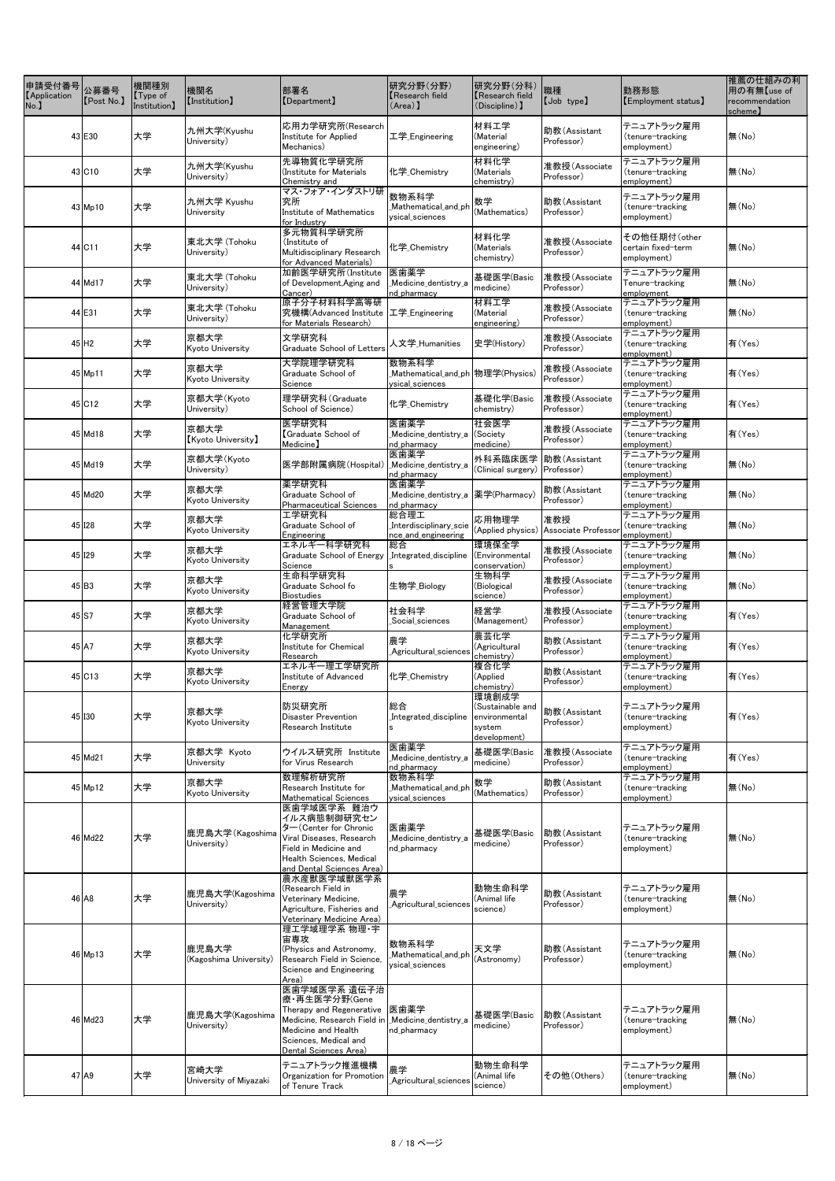| 申請受付番号【Application No.】 | 公募番号【Post No.】 | 機関種別【Type of Institution】 | 機関名【Institution】 | 部署名【Department】 | 研究分野(分野)【Research field (Area)】 | 研究分野(分科)【Research field (Discipline)】 | 職種【Job type】 | 勤務形態【Employment status】 | 推薦の仕組みの利用の有無【use of recommendation scheme】 |
|---|---|---|---|---|---|---|---|---|---|
| 43 | E30 | 大学 | 九州大学(Kyushu University) | 応用力学研究所(Research Institute for Applied Mechanics) | 工学_Engineering | 材料工学(Material engineering) | 助教(Assistant Professor) | テニュアトラック雇用(tenure-tracking employment) | 無(No) |
| 43 | C10 | 大学 | 九州大学(Kyushu University) | 先導物質化学研究所(Institute for Materials Chemistry and | 化学_Chemistry | 材料化学(Materials chemistry) | 准教授(Associate Professor) | テニュアトラック雇用(tenure-tracking employment) | 無(No) |
| 43 | Mp10 | 大学 | 九州大学 Kyushu University | マス・フォア・インダストリ研究所 Institute of Mathematics for Industry | 数物系科学_Mathematical_and_physical_sciences | 数学(Mathematics) | 助教(Assistant Professor) | テニュアトラック雇用(tenure-tracking employment) | 無(No) |
| 44 | C11 | 大学 | 東北大学 (Tohoku University) | 多元物質科学研究所(Institute of Multidisciplinary Research for Advanced Materials) | 化学_Chemistry | 材料化学(Materials chemistry) | 准教授(Associate Professor) | その他任期付(other certain fixed-term employment) | 無(No) |
| 44 | Md17 | 大学 | 東北大学 (Tohoku University) | 加齢医学研究所(Institute of Development,Aging and Cancer) | 医歯薬学_Medicine_dentistry_and_pharmacy | 基礎医学(Basic medicine) | 准教授(Associate Professor) | テニュアトラック雇用 Tenure-tracking employment | 無(No) |
| 44 | E31 | 大学 | 東北大学 (Tohoku University) | 原子分子材料科学高等研究機構(Advanced Institute for Materials Research) | 工学_Engineering | 材料工学(Material engineering) | 准教授(Associate Professor) | テニュアトラック雇用(tenure-tracking employment) | 無(No) |
| 45 | H2 | 大学 | 京都大学 Kyoto University | 文学研究科 Graduate School of Letters | 人文学_Humanities | 史学(History) | 准教授(Associate Professor) | テニュアトラック雇用(tenure-tracking employment) | 有(Yes) |
| 45 | Mp11 | 大学 | 京都大学 Kyoto University | 大学院理学研究科 Graduate School of Science | 数物系科学_Mathematical_and_physical_sciences | 物理学(Physics) | 准教授(Associate Professor) | テニュアトラック雇用(tenure-tracking employment) | 有(Yes) |
| 45 | C12 | 大学 | 京都大学(Kyoto University) | 理学研究科(Graduate School of Science) | 化学_Chemistry | 基礎化学(Basic chemistry) | 准教授(Associate Professor) | テニュアトラック雇用(tenure-tracking employment) | 有(Yes) |
| 45 | Md18 | 大学 | 京都大学【Kyoto University】 | 医学研究科【Graduate School of Medicine】 | 医歯薬学_Medicine_dentistry_and_pharmacy | 社会医学(Society medicine) | 准教授(Associate Professor) | テニュアトラック雇用(tenure-tracking employment) | 有(Yes) |
| 45 | Md19 | 大学 | 京都大学(Kyoto University) | 医学部附属病院(Hospital) | 医歯薬学_Medicine_dentistry_and_pharmacy | 外科系臨床医学(Clinical surgery) | 助教(Assistant Professor) | テニュアトラック雇用(tenure-tracking employment) | 無(No) |
| 45 | Md20 | 大学 | 京都大学 Kyoto University | 薬学研究科 Graduate School of Pharmaceutical Sciences | 医歯薬学_Medicine_dentistry_and_pharmacy | 薬学(Pharmacy) | 助教(Assistant Professor) | テニュアトラック雇用(tenure-tracking employment) | 無(No) |
| 45 | I28 | 大学 | 京都大学 Kyoto University | 工学研究科 Graduate School of Engineering | 総合理工_Interdisciplinary_science_and_engineering | 応用物理学(Applied physics) | 准教授 Associate Professor | テニュアトラック雇用(tenure-tracking employment) | 無(No) |
| 45 | I29 | 大学 | 京都大学 Kyoto University | エネルギー科学研究科 Graduate School of Energy Science | 総合_Integrated_disciplines | 環境保全学(Environmental conservation) | 准教授(Associate Professor) | テニュアトラック雇用(tenure-tracking employment) | 無(No) |
| 45 | B3 | 大学 | 京都大学 Kyoto University | 生命科学研究科 Graduate School fo Biostudies | 生物学_Biology | 生物科学(Biological science) | 准教授(Associate Professor) | テニュアトラック雇用(tenure-tracking employment) | 無(No) |
| 45 | S7 | 大学 | 京都大学 Kyoto University | 経営管理大学院 Graduate School of Management | 社会科学_Social_sciences | 経営学(Management) | 准教授(Associate Professor) | テニュアトラック雇用(tenure-tracking employment) | 有(Yes) |
| 45 | A7 | 大学 | 京都大学 Kyoto University | 化学研究所 Institute for Chemical Research | 農学_Agricultural_sciences | 農芸化学(Agricultural chemistry) | 助教(Assistant Professor) | テニュアトラック雇用(tenure-tracking employment) | 有(Yes) |
| 45 | C13 | 大学 | 京都大学 Kyoto University | エネルギー理工学研究所 Institute of Advanced Energy | 化学_Chemistry | 複合化学(Applied chemistry) | 助教(Assistant Professor) | テニュアトラック雇用(tenure-tracking employment) | 有(Yes) |
| 45 | I30 | 大学 | 京都大学 Kyoto University | 防災研究所 Disaster Prevention Research Institute | 総合_Integrated_disciplines | 環境創成学(Sustainable and environmental system development) | 助教(Assistant Professor) | テニュアトラック雇用(tenure-tracking employment) | 有(Yes) |
| 45 | Md21 | 大学 | 京都大学 Kyoto University | ウイルス研究所 Institute for Virus Research | 医歯薬学_Medicine_dentistry_and_pharmacy | 基礎医学(Basic medicine) | 准教授(Associate Professor) | テニュアトラック雇用(tenure-tracking employment) | 有(Yes) |
| 45 | Mp12 | 大学 | 京都大学 Kyoto University | 数理解析研究所 Research Institute for Mathematical Sciences | 数物系科学_Mathematical_and_physical_sciences | 数学(Mathematics) | 助教(Assistant Professor) | テニュアトラック雇用(tenure-tracking employment) | 無(No) |
| 46 | Md22 | 大学 | 鹿児島大学(Kagoshima University) | 医歯学域医学系 難治ウイルス病態制御研究センター(Center for Chronic Viral Diseases, Research Field in Medicine and Health Sciences, Medical and Dental Sciences Area) | 医歯薬学_Medicine_dentistry_and_pharmacy | 基礎医学(Basic medicine) | 助教(Assistant Professor) | テニュアトラック雇用(tenure-tracking employment) | 無(No) |
| 46 | A8 | 大学 | 鹿児島大学(Kagoshima University) | 農水産獣医学域獣医学系(Research Field in Veterinary Medicine, Agriculture, Fisheries and Veterinary Medicine Area) | 農学_Agricultural_sciences | 動物生命科学(Animal life science) | 助教(Assistant Professor) | テニュアトラック雇用(tenure-tracking employment) | 無(No) |
| 46 | Mp13 | 大学 | 鹿児島大学(Kagoshima University) | 理工学域理学系 物理・宇宙専攻(Physics and Astronomy, Research Field in Science, Science and Engineering Area) | 数物系科学_Mathematical_and_physical_sciences | 天文学(Astronomy) | 助教(Assistant Professor) | テニュアトラック雇用(tenure-tracking employment) | 無(No) |
| 46 | Md23 | 大学 | 鹿児島大学(Kagoshima University) | 医歯学域医学系 遺伝子治療・再生医学分野(Gene Therapy and Regenerative Medicine, Research Field in Medicine and Health Sciences, Medical and Dental Sciences Area) | 医歯薬学_Medicine_dentistry_and_pharmacy | 基礎医学(Basic medicine) | 助教(Assistant Professor) | テニュアトラック雇用(tenure-tracking employment) | 無(No) |
| 47 | A9 | 大学 | 宮崎大学 University of Miyazaki | テニュアトラック推進機構 Organization for Promotion of Tenure Track | 農学_Agricultural_sciences | 動物生命科学(Animal life science) | その他(Others) | テニュアトラック雇用(tenure-tracking employment) | 無(No) |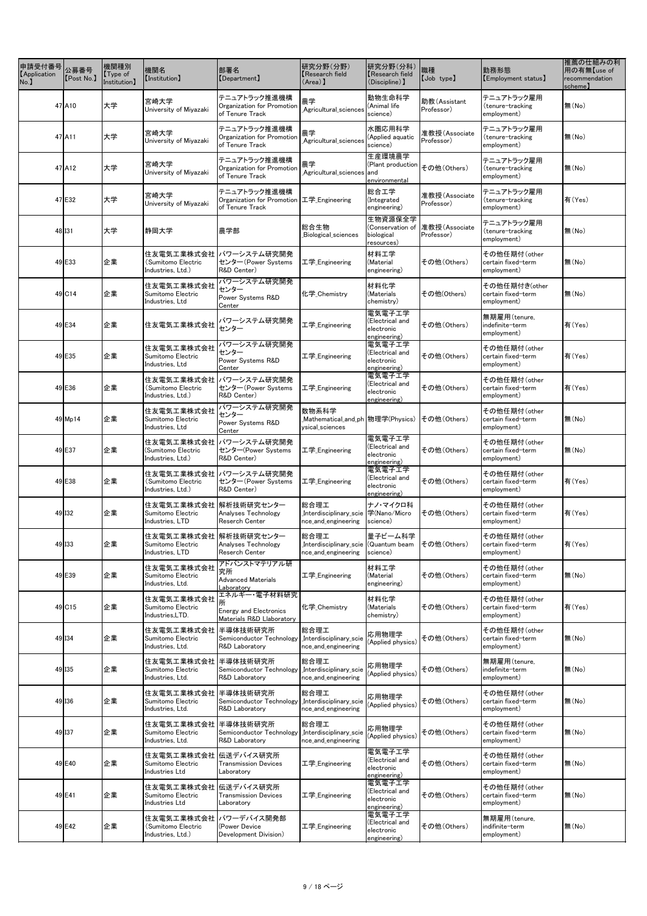| 申請受付番号【Application No.】 | 公募番号【Post No.】 | 機関種別【Type of Institution】 | 機関名【Institution】 | 部署名【Department】 | 研究分野(分野)【Research field (Area)】 | 研究分野(分科)【Research field (Discipline)】 | 職種【Job type】 | 勤務形態【Employment status】 | 推薦の仕組みの利用の有無【use of recommendation scheme】 |
|---|---|---|---|---|---|---|---|---|---|
| 47 | A10 | 大学 | 宮崎大学 University of Miyazaki | テニュアトラック推進機構 Organization for Promotion of Tenure Track | 農学 _Agricultural_sciences | 動物生命科学 (Animal life science) | 助教(Assistant Professor) | テニュアトラック雇用 (tenure-tracking employment) | 無(No) |
| 47 | A11 | 大学 | 宮崎大学 University of Miyazaki | テニュアトラック推進機構 Organization for Promotion of Tenure Track | 農学 _Agricultural_sciences | 水圏応用科学 (Applied aquatic science) | 准教授(Associate Professor) | テニュアトラック雇用 (tenure-tracking employment) | 無(No) |
| 47 | A12 | 大学 | 宮崎大学 University of Miyazaki | テニュアトラック推進機構 Organization for Promotion of Tenure Track | 農学 _Agricultural_sciences | 生産環境農学 (Plant production and environmental | その他(Others) | テニュアトラック雇用 (tenure-tracking employment) | 無(No) |
| 47 | E32 | 大学 | 宮崎大学 University of Miyazaki | テニュアトラック推進機構 Organization for Promotion of Tenure Track | 工学_Engineering | 総合工学 (Integrated engineering) | 准教授(Associate Professor) | テニュアトラック雇用 (tenure-tracking employment) | 有(Yes) |
| 48 | I31 | 大学 | 静岡大学 | 農学部 | 総合生物 _Biological_sciences | 生物資源保全学 (Conservation of biological resources) | 准教授(Associate Professor) | テニュアトラック雇用 (tenure-tracking employment) | 無(No) |
| 49 | E33 | 企業 | 住友電気工業株式会社 (Sumitomo Electric Industries, Ltd.) | パワーシステム研究開発センター(Power Systems R&D Center) | 工学_Engineering | 材料工学 (Material engineering) | その他(Others) | その他任期付(other certain fixed-term employment) | 無(No) |
| 49 | C14 | 企業 | 住友電気工業株式会社 Sumitomo Electric Industries, Ltd | パワーシステム研究開発センター Power Systems R&D Center | 化学_Chemistry | 材料化学 (Materials chemistry) | その他(Others) | その他任期付き(other certain fixed-term employment) | 無(No) |
| 49 | E34 | 企業 | 住友電気工業株式会社 | パワーシステム研究開発センター | 工学_Engineering | 電気電子工学 (Electrical and electronic engineering) | その他(Others) | 無期雇用(tenure, indefinite-term employment) | 有(Yes) |
| 49 | E35 | 企業 | 住友電気工業株式会社 Sumitomo Electric Industries, Ltd | パワーシステム研究開発センター Power Systems R&D Center | 工学_Engineering | 電気電子工学 (Electrical and electronic engineering) | その他(Others) | その他任期付(other certain fixed-term employment) | 有(Yes) |
| 49 | E36 | 企業 | 住友電気工業株式会社 (Sumitomo Electric Industries, Ltd.) | パワーシステム研究開発センター(Power Systems R&D Center) | 工学_Engineering | 電気電子工学 (Electrical and electronic engineering) | その他(Others) | その他任期付(other certain fixed-term employment) | 有(Yes) |
| 49 | Mp14 | 企業 | 住友電気工業株式会社 Sumitomo Electric Industries, Ltd | パワーシステム研究開発センター Power Systems R&D Center | 数物系科学 _Mathematical_and_physical_sciences | 物理学(Physics) | その他(Others) | その他任期付(other certain fixed-term employment) | 無(No) |
| 49 | E37 | 企業 | 住友電気工業株式会社 (Sumitomo Electric Industries, Ltd.) | パワーシステム研究開発センター(Power Systems R&D Center) | 工学_Engineering | 電気電子工学 (Electrical and electronic engineering) | その他(Others) | その他任期付(other certain fixed-term employment) | 無(No) |
| 49 | E38 | 企業 | 住友電気工業株式会社 (Sumitomo Electric Industries, Ltd.) | パワーシステム研究開発センター(Power Systems R&D Center) | 工学_Engineering | 電気電子工学 (Electrical and electronic engineering) | その他(Others) | その他任期付(other certain fixed-term employment) | 有(Yes) |
| 49 | I32 | 企業 | 住友電気工業株式会社 Sumitomo Electric Industries, LTD | 解析技術研究センター Analyses Technology Reserch Center | 総合理工 _Interdisciplinary_science_and_engineering | ナノ・マイクロ科学(Nano/Micro science) | その他(Others) | その他任期付(other certain fixed-term employment) | 有(Yes) |
| 49 | I33 | 企業 | 住友電気工業株式会社 Sumitomo Electric Industries, LTD | 解析技術研究センター Analyses Technology Reserch Center | 総合理工 _Interdisciplinary_science_and_engineering | 量子ビーム科学 (Quantum beam science) | その他(Others) | その他任期付(other certain fixed-term employment) | 有(Yes) |
| 49 | E39 | 企業 | 住友電気工業株式会社 Sumitomo Electric Industries, Ltd. | アドバンストマテリアル研究所 Advanced Materials Laboratory | 工学_Engineering | 材料工学 (Material engineering) | その他(Others) | その他任期付(other certain fixed-term employment) | 無(No) |
| 49 | C15 | 企業 | 住友電気工業株式会社 Sumitomo Electric Industries,LTD. | エネルギー・電子材料研究所 Energy and Electronics Materials R&D Llaboratory | 化学_Chemistry | 材料化学 (Materials chemistry) | その他(Others) | その他任期付(other certain fixed-term employment) | 有(Yes) |
| 49 | I34 | 企業 | 住友電気工業株式会社 Sumitomo Electric Industries, Ltd. | 半導体技術研究所 Semiconductor Technology R&D Laboratory | 総合理工 _Interdisciplinary_science_and_engineering | 応用物理学 (Applied physics) | その他(Others) | その他任期付(other certain fixed-term employment) | 無(No) |
| 49 | I35 | 企業 | 住友電気工業株式会社 Sumitomo Electric Industries, Ltd. | 半導体技術研究所 Semiconductor Technology R&D Laboratory | 総合理工 _Interdisciplinary_science_and_engineering | 応用物理学 (Applied physics) | その他(Others) | 無期雇用(tenure, indefinite-term employment) | 無(No) |
| 49 | I36 | 企業 | 住友電気工業株式会社 Sumitomo Electric Industries, Ltd. | 半導体技術研究所 Semiconductor Technology R&D Laboratory | 総合理工 _Interdisciplinary_science_and_engineering | 応用物理学 (Applied physics) | その他(Others) | その他任期付(other certain fixed-term employment) | 無(No) |
| 49 | I37 | 企業 | 住友電気工業株式会社 Sumitomo Electric Industries, Ltd. | 半導体技術研究所 Semiconductor Technology R&D Laboratory | 総合理工 _Interdisciplinary_science_and_engineering | 応用物理学 (Applied physics) | その他(Others) | その他任期付(other certain fixed-term employment) | 無(No) |
| 49 | E40 | 企業 | 住友電気工業株式会社 Sumitomo Electric Industries Ltd | 伝送デバイス研究所 Transmission Devices Laboratory | 工学_Engineering | 電気電子工学 (Electrical and electronic engineering) | その他(Others) | その他任期付(other certain fixed-term employment) | 無(No) |
| 49 | E41 | 企業 | 住友電気工業株式会社 Sumitomo Electric Industries Ltd | 伝送デバイス研究所 Transmission Devices Laboratory | 工学_Engineering | 電気電子工学 (Electrical and electronic engineering) | その他(Others) | その他任期付(other certain fixed-term employment) | 無(No) |
| 49 | E42 | 企業 | 住友電気工業株式会社 (Sumitomo Electric Industries, Ltd.) | パワーデバイス開発部 (Power Device Development Division) | 工学_Engineering | 電気電子工学 (Electrical and electronic engineering) | その他(Others) | 無期雇用(tenure, indifinite-term employment) | 無(No) |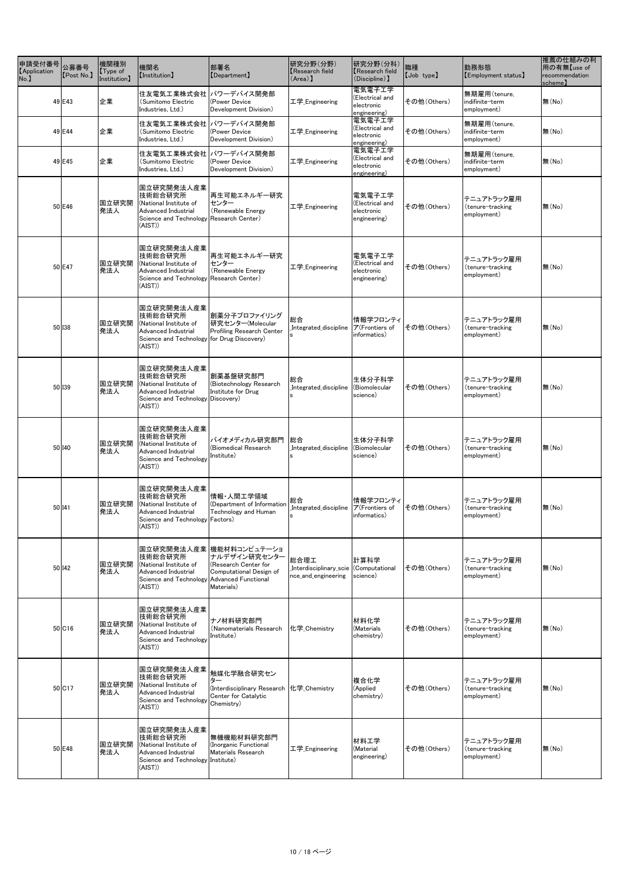| 申請受付番号【Application No.】 | 公募番号【Post No.】 | 機関種別【Type of Institution】 | 機関名【Institution】 | 部署名【Department】 | 研究分野(分野)【Research field (Area)】 | 研究分野(分科)【Research field (Discipline)】 | 職種【Job type】 | 勤務形態【Employment status】 | 推薦の仕組みの利用の有無【use of recommendation scheme】 |
|---|---|---|---|---|---|---|---|---|---|
| 49 | E43 | 企業 | 住友電気工業株式会社(Sumitomo Electric Industries, Ltd.) | パワーデバイス開発部(Power Device Development Division) | 工学_Engineering | 電気電子工学(Electrical and electronic engineering) | その他(Others) | 無期雇用(tenure, indifinite-term employment) | 無(No) |
| 49 | E44 | 企業 | 住友電気工業株式会社(Sumitomo Electric Industries, Ltd.) | パワーデバイス開発部(Power Device Development Division) | 工学_Engineering | 電気電子工学(Electrical and electronic engineering) | その他(Others) | 無期雇用(tenure, indifinite-term employment) | 無(No) |
| 49 | E45 | 企業 | 住友電気工業株式会社(Sumitomo Electric Industries, Ltd.) | パワーデバイス開発部(Power Device Development Division) | 工学_Engineering | 電気電子工学(Electrical and electronic engineering) | その他(Others) | 無期雇用(tenure, indifinite-term employment) | 無(No) |
| 50 | E46 | 国立研究開発法人 | 国立研究開発法人産業技術総合研究所(National Institute of Advanced Industrial Science and Technology (AIST)) | 再生可能エネルギー研究センター(Renewable Energy Research Center) | 工学_Engineering | 電気電子工学(Electrical and electronic engineering) | その他(Others) | テニュアトラック雇用(tenure-tracking employment) | 無(No) |
| 50 | E47 | 国立研究開発法人 | 国立研究開発法人産業技術総合研究所(National Institute of Advanced Industrial Science and Technology (AIST)) | 再生可能エネルギー研究センター(Renewable Energy Research Center) | 工学_Engineering | 電気電子工学(Electrical and electronic engineering) | その他(Others) | テニュアトラック雇用(tenure-tracking employment) | 無(No) |
| 50 | I38 | 国立研究開発法人 | 国立研究開発法人産業技術総合研究所(National Institute of Advanced Industrial Science and Technology (AIST)) | 創薬分子プロファイリング研究センター(Molecular Profiling Research Center for Drug Discovery) | 総合_Integrated_disciplines | 情報学フロンティア(Frontiers of informatics) | その他(Others) | テニュアトラック雇用(tenure-tracking employment) | 無(No) |
| 50 | I39 | 国立研究開発法人 | 国立研究開発法人産業技術総合研究所(National Institute of Advanced Industrial Science and Technology (AIST)) | 創薬基盤研究部門(Biotechnology Research Institute for Drug Discovery) | 総合_Integrated_disciplines | 生体分子科学(Biomolecular science) | その他(Others) | テニュアトラック雇用(tenure-tracking employment) | 無(No) |
| 50 | I40 | 国立研究開発法人 | 国立研究開発法人産業技術総合研究所(National Institute of Advanced Industrial Science and Technology (AIST)) | バイオメディカル研究部門(Biomedical Research Institute) | 総合_Integrated_disciplines | 生体分子科学(Biomolecular science) | その他(Others) | テニュアトラック雇用(tenure-tracking employment) | 無(No) |
| 50 | I41 | 国立研究開発法人 | 国立研究開発法人産業技術総合研究所(National Institute of Advanced Industrial Science and Technology (AIST)) | 情報・人間工学領域(Department of Information Technology and Human Factors) | 総合_Integrated_disciplines | 情報学フロンティア(Frontiers of informatics) | その他(Others) | テニュアトラック雇用(tenure-tracking employment) | 無(No) |
| 50 | I42 | 国立研究開発法人 | 国立研究開発法人産業技術総合研究所(National Institute of Advanced Industrial Science and Technology (AIST)) | 機能材料コンピュテーショナルデザイン研究センター(Research Center for Computational Design of Advanced Functional Materials) | 総合理工_Interdisciplinary_science_and_engineering | 計算科学(Computational science) | その他(Others) | テニュアトラック雇用(tenure-tracking employment) | 無(No) |
| 50 | C16 | 国立研究開発法人 | 国立研究開発法人産業技術総合研究所(National Institute of Advanced Industrial Science and Technology (AIST)) | ナノ材料研究部門(Nanomaterials Research Institute) | 化学_Chemistry | 材料化学(Materials chemistry) | その他(Others) | テニュアトラック雇用(tenure-tracking employment) | 無(No) |
| 50 | C17 | 国立研究開発法人 | 国立研究開発法人産業技術総合研究所(National Institute of Advanced Industrial Science and Technology (AIST)) | 触媒化学融合研究センター(Interdisciplinary Research Center for Catalytic Chemistry) | 化学_Chemistry | 複合化学(Applied chemistry) | その他(Others) | テニュアトラック雇用(tenure-tracking employment) | 無(No) |
| 50 | E48 | 国立研究開発法人 | 国立研究開発法人産業技術総合研究所(National Institute of Advanced Industrial Science and Technology (AIST)) | 無機機能材料研究部門(Inorganic Functional Materials Research Institute) | 工学_Engineering | 材料工学(Material engineering) | その他(Others) | テニュアトラック雇用(tenure-tracking employment) | 無(No) |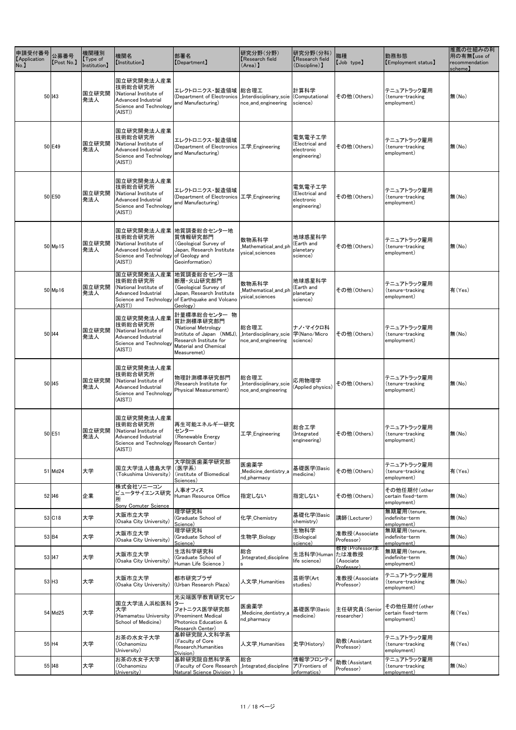| 申請受付番号【Application No.】 | 公募番号【Post No.】 | 機関種別【Type of Institution】 | 機関名【Institution】 | 部署名【Department】 | 研究分野(分野)【Research field (Area)】 | 研究分野(分科)【Research field (Discipline)】 | 職種【Job type】 | 勤務形態【Employment status】 | 推薦の仕組みの利用の有無【use of recommendation scheme】 |
|---|---|---|---|---|---|---|---|---|---|
| 50 | I43 | 国立研究開発法人 | 国立研究開発法人産業技術総合研究所 (National Institute of Advanced Industrial Science and Technology (AIST)) | エレクトロニクス・製造領域 (Department of Electronics and Manufacturing) | 総合理工_Interdisciplinary_science_and_engineering | 計算科学 (Computational science) | その他(Others) | テニュアトラック雇用 (tenure-tracking employment) | 無(No) |
| 50 | E49 | 国立研究開発法人 | 国立研究開発法人産業技術総合研究所 (National Institute of Advanced Industrial Science and Technology (AIST)) | エレクトロニクス・製造領域 (Department of Electronics and Manufacturing) | 工学_Engineering | 電気電子工学 (Electrical and electronic engineering) | その他(Others) | テニュアトラック雇用 (tenure-tracking employment) | 無(No) |
| 50 | E50 | 国立研究開発法人 | 国立研究開発法人産業技術総合研究所 (National Institute of Advanced Industrial Science and Technology (AIST)) | エレクトロニクス・製造領域 (Department of Electronics and Manufacturing) | 工学_Engineering | 電気電子工学 (Electrical and electronic engineering) | その他(Others) | テニュアトラック雇用 (tenure-tracking employment) | 無(No) |
| 50 | Mp15 | 国立研究開発法人 | 国立研究開発法人産業技術総合研究所 (National Institute of Advanced Industrial Science and Technology (AIST)) | 地質調査総合センター地質情報研究部門 (Geological Survey of Japan, Research Institute of Geology and Geoinformation) | 数物系科学_Mathematical_and_physical_sciences | 地球惑星科学 (Earth and planetary science) | その他(Others) | テニュアトラック雇用 (tenure-tracking employment) | 無(No) |
| 50 | Mp16 | 国立研究開発法人 | 国立研究開発法人産業技術総合研究所 (National Institute of Advanced Industrial Science and Technology (AIST)) | 地質調査総合センター活断層・火山研究部門 (Geological Survey of Japan, Research Institute of Earthquake and Volcano Geology) | 数物系科学_Mathematical_and_physical_sciences | 地球惑星科学 (Earth and planetary science) | その他(Others) | テニュアトラック雇用 (tenure-tracking employment) | 有(Yes) |
| 50 | I44 | 国立研究開発法人 | 国立研究開発法人産業技術総合研究所 (National Institute of Advanced Industrial Science and Technology (AIST)) | 計量標準総合センター 物質計測標準研究部門 (National Metrology Institute of Japan (NMIJ), Research Institute for Material and Chemical Measuremet) | 総合理工_Interdisciplinary_science_and_engineering | ナノ・マイクロ科学(Nano/Micro science) | その他(Others) | テニュアトラック雇用 (tenure-tracking employment) | 無(No) |
| 50 | I45 | 国立研究開発法人 | 国立研究開発法人産業技術総合研究所 (National Institute of Advanced Industrial Science and Technology (AIST)) | 物理計測標準研究部門 (Research Institute for Physical Measurement) | 総合理工_Interdisciplinary_science_and_engineering | 応用物理学 (Applied physics) | その他(Others) | テニュアトラック雇用 (tenure-tracking employment) | 無(No) |
| 50 | E51 | 国立研究開発法人 | 国立研究開発法人産業技術総合研究所 (National Institute of Advanced Industrial Science and Technology (AIST)) | 再生可能エネルギー研究センター (Renewable Energy Research Center) | 工学_Engineering | 総合工学 (Integrated engineering) | その他(Others) | テニュアトラック雇用 (tenure-tracking employment) | 無(No) |
| 51 | Md24 | 大学 | 国立大学法人徳島大学 (Tokushima University) | 大学院医歯薬学研究部(医学系) (institute of Biomedical Sciences) | 医歯薬学_Medicine_dentistry_and_pharmacy | 基礎医学(Basic medicine) | その他(Others) | テニュアトラック雇用 (tenure-tracking employment) | 有(Yes) |
| 52 | I46 | 企業 | 株式会社ソニーコンピュータサイエンス研究所 Sony Comuter Science | 人事オフィス Human Resource Office | 指定しない | 指定しない | その他(Others) | その他任期付(other certain fixed-term employment) | 無(No) |
| 53 | C18 | 大学 | 大阪市立大学 (Osaka City University) | 理学研究科 (Graduate School of Science) | 化学_Chemistry | 基礎化学(Basic chemistry) | 講師(Lecturer) | 無期雇用(tenure, indefinite-term employment) | 無(No) |
| 53 | B4 | 大学 | 大阪市立大学 (Osaka City University) | 理学研究科 (Graduate School of Science) | 生物学_Biology | 生物科学 (Biological science) | 准教授(Associate Professor) | 無期雇用(tenure, indefinite-term employment) | 無(No) |
| 53 | I47 | 大学 | 大阪市立大学 (Osaka City University) | 生活科学研究科 (Graduate School of Human Life Science ) | 総合_Integrated_disciplines | 生活科学(Human life science) | 教授(Professor)または准教授(Asociate Professor) | 無期雇用(tenure, indefinite-term employment) | 無(No) |
| 53 | H3 | 大学 | 大阪市立大学 (Osaka City University) | 都市研究プラザ (Urban Research Plaza) | 人文学_Humanities | 芸術学(Art studies) | 准教授(Associate Professor) | テニュアトラック雇用 (tenure-tracking employment) | 無(No) |
| 54 | Md25 | 大学 | 国立大学法人浜松医科大学 (Hamamatsu University School of Medicine) | 光尖端医学教育研究センター フォトニクス医学研究部 (Preeminent Medical Photonics Education & Research Center) | 医歯薬学_Medicine_dentistry_and_pharmacy | 基礎医学(Basic medicine) | 主任研究員(Senior researcher) | その他任期付(other certain fixed-term employment) | 有(Yes) |
| 55 | H4 | 大学 | お茶の水女子大学 (Ochanomizu University) | 基幹研究院人文科学系 (Faculty of Core Research,Humanities Division) | 人文学_Humanities | 史学(History) | 助教(Assistant Professor) | テニュアトラック雇用 (tenure-tracking employment) | 有(Yes) |
| 55 | I48 | 大学 | お茶の水女子大学 (Ochanomizu University) | 基幹研究院自然科学系 (Faculty of Core Research Natural Science Division ) | 総合_Integrated_disciplines | 情報学フロンティア(Frontiers of informatics) | 助教(Assistant Professor) | テニュアトラック雇用 (tenure-tracking employment) | 無(No) |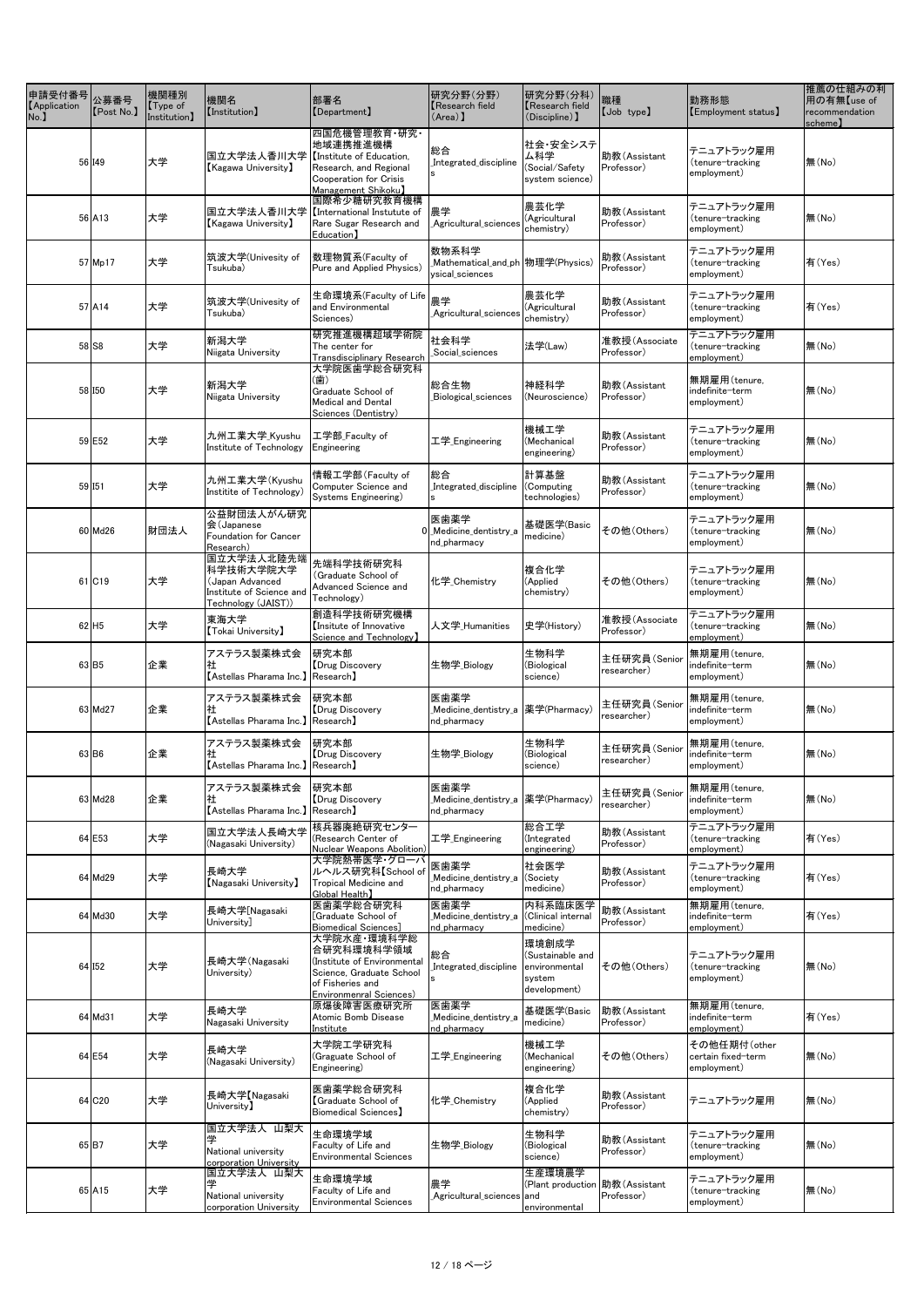| 申請受付番号【Application No.】 | 公募番号【Post No.】 | 機関種別【Type of Institution】 | 機関名【Institution】 | 部署名【Department】 | 研究分野(分野)【Research field (Area)】 | 研究分野(分科)【Research field (Discipline)】 | 職種【Job type】 | 勤務形態【Employment status】 | 推薦の仕組みの利用の有無【use of recommendation scheme】 |
|---|---|---|---|---|---|---|---|---|---|
| 56 | I49 | 大学 | 国立大学法人香川大学【Kagawa University】 | 四国危機管理教育・研究・地域連携推進機構【Institute of Education, Research, and Regional Cooperation for Crisis Management Shikoku】 | 総合_Integrated_disciplines | 社会・安全システム科学(Social/Safety system science) | 助教(Assistant Professor) | テニュアトラック雇用(tenure-tracking employment) | 無(No) |
| 56 | A13 | 大学 | 国立大学法人香川大学【Kagawa University】 | 国際希少糖研究教育機構【International Instutute of Rare Sugar Research and Education】 | 農学_Agricultural_sciences | 農芸化学(Agricultural chemistry) | 助教(Assistant Professor) | テニュアトラック雇用(tenure-tracking employment) | 無(No) |
| 57 | Mp17 | 大学 | 筑波大学(Univesity of Tsukuba) | 数理物質系(Faculty of Pure and Applied Physics) | 数物系科学_Mathematical_and_physical_sciences | 物理学(Physics) | 助教(Assistant Professor) | テニュアトラック雇用(tenure-tracking employment) | 有(Yes) |
| 57 | A14 | 大学 | 筑波大学(Univesity of Tsukuba) | 生命環境系(Faculty of Life and Environmental Sciences) | 農学_Agricultural_sciences | 農芸化学(Agricultural chemistry) | 助教(Assistant Professor) | テニュアトラック雇用(tenure-tracking employment) | 有(Yes) |
| 58 | S8 | 大学 | 新潟大学 Niigata University | 研究推進機構超域学術院 The center for Transdisciplinary Research | 社会科学_Social_sciences | 法学(Law) | 准教授(Associate Professor) | テニュアトラック雇用(tenure-tracking employment) | 無(No) |
| 58 | I50 | 大学 | 新潟大学 Niigata University | 大学院医歯学総合研究科(歯) Graduate School of Medical and Dental Sciences (Dentistry) | 総合生物_Biological_sciences | 神経科学(Neuroscience) | 助教(Assistant Professor) | 無期雇用(tenure, indefinite-term employment) | 無(No) |
| 59 | E52 | 大学 | 九州工業大学_Kyushu Institute of Technology | 工学部_Faculty of Engineering | 工学_Engineering | 機械工学(Mechanical engineering) | 助教(Assistant Professor) | テニュアトラック雇用(tenure-tracking employment) | 無(No) |
| 59 | I51 | 大学 | 九州工業大学(Kyushu Institite of Technology) | 情報工学部(Faculty of Computer Science and Systems Engineering) | 総合_Integrated_disciplines | 計算基盤(Computing technologies) | 助教(Assistant Professor) | テニュアトラック雇用(tenure-tracking employment) | 無(No) |
| 60 | Md26 | 財団法人 | 公益財団法人がん研究会(Japanese Foundation for Cancer Research) | 0 | 医歯薬学_Medicine_dentistry_and_pharmacy | 基礎医学(Basic medicine) | その他(Others) | テニュアトラック雇用(tenure-tracking employment) | 無(No) |
| 61 | C19 | 大学 | 国立大学法人北陸先端科学技術大学院大学(Japan Advanced Institute of Science and Technology (JAIST)) | 先端科学技術研究科(Graduate School of Advanced Science and Technology) | 化学_Chemistry | 複合化学(Applied chemistry) | その他(Others) | テニュアトラック雇用(tenure-tracking employment) | 無(No) |
| 62 | H5 | 大学 | 東海大学【Tokai University】 | 創造科学技術研究機構【Insitute of Innovative Science and Technology】 | 人文学_Humanities | 史学(History) | 准教授(Associate Professor) | テニュアトラック雇用(tenure-tracking employment) | 無(No) |
| 63 | B5 | 企業 | アステラス製薬株式会社【Astellas Pharama Inc.】 | 研究本部【Drug Discovery Research】 | 生物学_Biology | 生物科学(Biological science) | 主任研究員(Senior researcher) | 無期雇用(tenure, indefinite-term employment) | 無(No) |
| 63 | Md27 | 企業 | アステラス製薬株式会社【Astellas Pharama Inc.】 | 研究本部【Drug Discovery Research】 | 医歯薬学_Medicine_dentistry_and_pharmacy | 薬学(Pharmacy) | 主任研究員(Senior researcher) | 無期雇用(tenure, indefinite-term employment) | 無(No) |
| 63 | B6 | 企業 | アステラス製薬株式会社【Astellas Pharama Inc.】 | 研究本部【Drug Discovery Research】 | 生物学_Biology | 生物科学(Biological science) | 主任研究員(Senior researcher) | 無期雇用(tenure, indefinite-term employment) | 無(No) |
| 63 | Md28 | 企業 | アステラス製薬株式会社【Astellas Pharama Inc.】 | 研究本部【Drug Discovery Research】 | 医歯薬学_Medicine_dentistry_and_pharmacy | 薬学(Pharmacy) | 主任研究員(Senior researcher) | 無期雇用(tenure, indefinite-term employment) | 無(No) |
| 64 | E53 | 大学 | 国立大学法人長崎大学(Nagasaki University) | 核兵器廃絶研究センター(Research Center of Nuclear Weapons Abolition) | 工学_Engineering | 総合工学(Integrated engineering) | 助教(Assistant Professor) | テニュアトラック雇用(tenure-tracking employment) | 有(Yes) |
| 64 | Md29 | 大学 | 長崎大学【Nagasaki University】 | 大学院熱帯医学・グローバルヘルス研究科【School of Tropical Medicine and Global Health】 | 医歯薬学_Medicine_dentistry_and_pharmacy | 社会医学(Society medicine) | 助教(Assistant Professor) | テニュアトラック雇用(tenure-tracking employment) | 有(Yes) |
| 64 | Md30 | 大学 | 長崎大学[Nagasaki University] | 医歯薬学総合研究科[Graduate School of Biomedical Sciences] | 医歯薬学_Medicine_dentistry_and_pharmacy | 内科系臨床医学(Clinical internal medicine) | 助教(Assistant Professor) | 無期雇用(tenure, indefinite-term employment) | 有(Yes) |
| 64 | I52 | 大学 | 長崎大学(Nagasaki University) | 大学院水産・環境科学総合研究科環境科学領域(Institute of Environmental Science, Graduate School of Fisheries and Environmenral Sciences) | 総合_Integrated_disciplines | 環境創成学(Sustainable and environmental system development) | その他(Others) | テニュアトラック雇用(tenure-tracking employment) | 無(No) |
| 64 | Md31 | 大学 | 長崎大学 Nagasaki University | 原爆後障害医療研究所 Atomic Bomb Disease Institute | 医歯薬学_Medicine_dentistry_and_pharmacy | 基礎医学(Basic medicine) | 助教(Assistant Professor) | 無期雇用(tenure, indefinite-term employment) | 有(Yes) |
| 64 | E54 | 大学 | 長崎大学(Nagasaki University) | 大学院工学研究科(Graguate School of Engineering) | 工学_Engineering | 機械工学(Mechanical engineering) | その他(Others) | その他任期付(other certain fixed-term employment) | 無(No) |
| 64 | C20 | 大学 | 長崎大学【Nagasaki University】 | 医歯薬学総合研究科【Graduate School of Biomedical Sciences】 | 化学_Chemistry | 複合化学(Applied chemistry) | 助教(Assistant Professor) | テニュアトラック雇用 | 無(No) |
| 65 | B7 | 大学 | 国立大学法人 山梨大学 National university corporation University | 生命環境学域 Faculty of Life and Environmental Sciences | 生物学_Biology | 生物科学(Biological science) | 助教(Assistant Professor) | テニュアトラック雇用(tenure-tracking employment) | 無(No) |
| 65 | A15 | 大学 | 国立大学法人 山梨大学 National university corporation University | 生命環境学域 Faculty of Life and Environmental Sciences | 農学_Agricultural_sciences | 生産環境農学(Plant production and environmental | 助教(Assistant Professor) | テニュアトラック雇用(tenure-tracking employment) | 無(No) |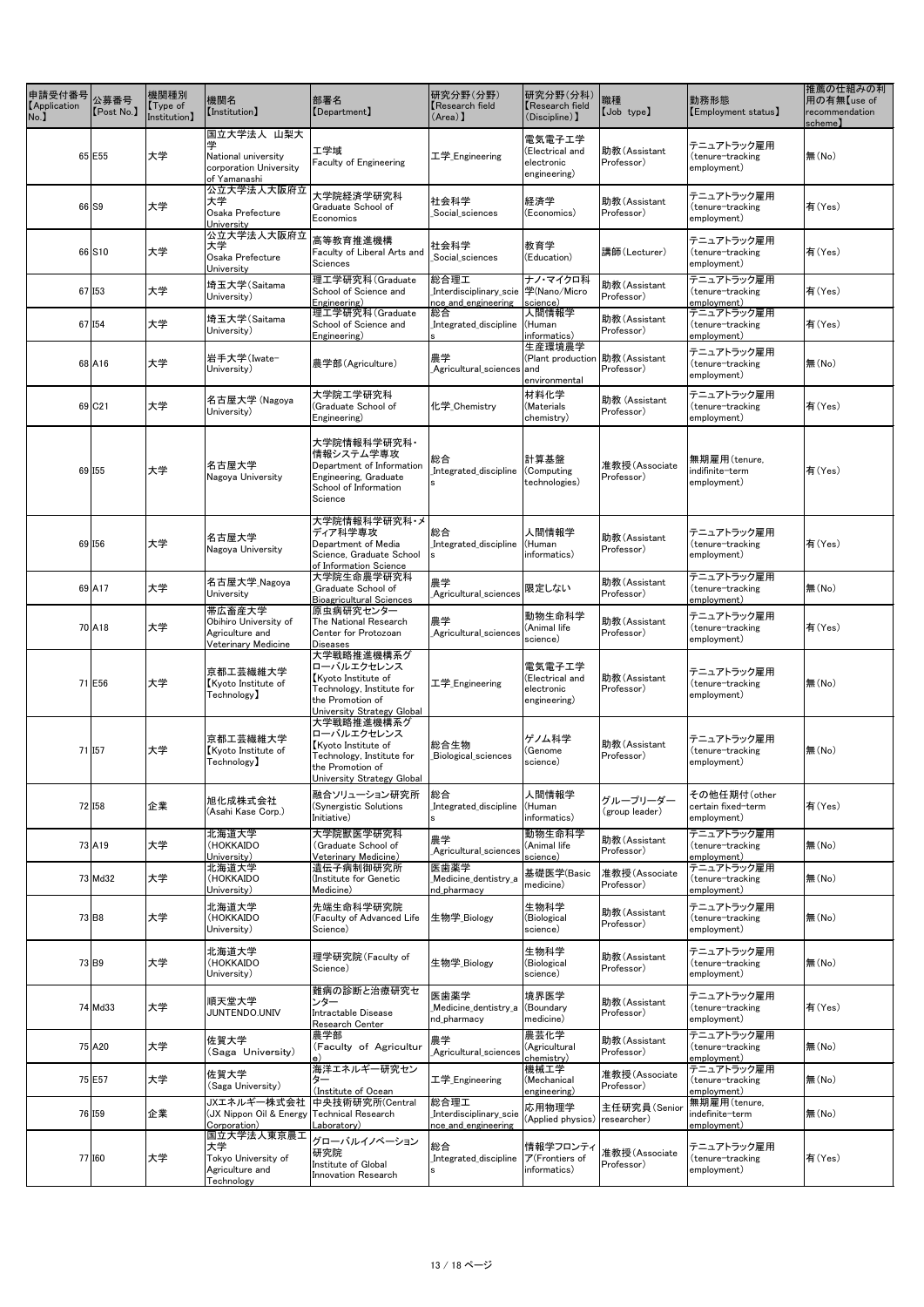| 申請受付番号【Application No.】 | 公募番号【Post No.】 | 機関種別【Type of Institution】 | 機関名【Institution】 | 部署名【Department】 | 研究分野(分野)【Research field (Area)】 | 研究分野(分科)【Research field (Discipline)】 | 職種【Job type】 | 勤務形態【Employment status】 | 推薦の仕組みの利用の有無【use of recommendation scheme】 |
|---|---|---|---|---|---|---|---|---|---|
| 65 | E55 | 大学 | 国立大学法人 山梨大学 National university corporation University of Yamanashi | 工学域 Faculty of Engineering | 工学_Engineering | 電気電子工学(Electrical and electronic engineering) | 助教(Assistant Professor) | テニュアトラック雇用(tenure-tracking employment) | 無(No) |
| 66 | S9 | 大学 | 公立大学法人大阪府立大学 Osaka Prefecture University | 大学院経済学研究科 Graduate School of Economics | 社会科学_Social_sciences | 経済学(Economics) | 助教(Assistant Professor) | テニュアトラック雇用(tenure-tracking employment) | 有(Yes) |
| 66 | S10 | 大学 | 公立大学法人大阪府立大学 Osaka Prefecture University | 高等教育推進機構 Faculty of Liberal Arts and Sciences | 社会科学_Social_sciences | 教育学(Education) | 講師(Lecturer) | テニュアトラック雇用(tenure-tracking employment) | 有(Yes) |
| 67 | I53 | 大学 | 埼玉大学(Saitama University) | 理工学研究科(Graduate School of Science and Engineering) | 総合理工_Interdisciplinary_science_and_engineering | ナノ・マイクロ科学(Nano/Micro science) | 助教(Assistant Professor) | テニュアトラック雇用(tenure-tracking employment) | 有(Yes) |
| 67 | I54 | 大学 | 埼玉大学(Saitama University) | 理工学研究科(Graduate School of Science and Engineering) | 総合_Integrated_disciplines | 人間情報学(Human informatics) | 助教(Assistant Professor) | テニュアトラック雇用(tenure-tracking employment) | 有(Yes) |
| 68 | A16 | 大学 | 岩手大学(Iwate-University) | 農学部(Agriculture) | 農学_Agricultural_sciences | 生産環境農学(Plant production and environmental | 助教(Assistant Professor) | テニュアトラック雇用(tenure-tracking employment) | 無(No) |
| 69 | C21 | 大学 | 名古屋大学 (Nagoya University) | 大学院工学研究科(Graduate School of Engineering) | 化学_Chemistry | 材料化学(Materials chemistry) | 助教(Assistant Professor) | テニュアトラック雇用(tenure-tracking employment) | 有(Yes) |
| 69 | I55 | 大学 | 名古屋大学 Nagoya University | 大学院情報科学研究科・情報システム学専攻 Department of Information Engineering, Graduate School of Information Science | 総合_Integrated_disciplines | 計算基盤(Computing technologies) | 准教授(Associate Professor) | 無期雇用(tenure, indifinite-term employment) | 有(Yes) |
| 69 | I56 | 大学 | 名古屋大学 Nagoya University | 大学院情報科学研究科・メディア科学専攻 Department of Media Science, Graduate School of Information Science | 総合_Integrated_disciplines | 人間情報学(Human informatics) | 助教(Assistant Professor) | テニュアトラック雇用(tenure-tracking employment) | 有(Yes) |
| 69 | A17 | 大学 | 名古屋大学_Nagoya University | 大学院生命農学研究科_Graduate School of Bioagricultural Sciences | 農学_Agricultural_sciences | 限定しない | 助教(Assistant Professor) | テニュアトラック雇用(tenure-tracking employment) | 無(No) |
| 70 | A18 | 大学 | 帯広畜産大学 Obihiro University of Agriculture and Veterinary Medicine | 原虫病研究センター The National Research Center for Protozoan Diseases | 農学_Agricultural_sciences | 動物生命科学(Animal life science) | 助教(Assistant Professor) | テニュアトラック雇用(tenure-tracking employment) | 有(Yes) |
| 71 | E56 | 大学 | 京都工芸繊維大学【Kyoto Institute of Technology】 | 大学戦略推進機構系グローバルエクセレンス【Kyoto Institute of Technology, Institute for the Promotion of University Strategy Global | 工学_Engineering | 電気電子工学(Electrical and electronic engineering) | 助教(Assistant Professor) | テニュアトラック雇用(tenure-tracking employment) | 無(No) |
| 71 | I57 | 大学 | 京都工芸繊維大学【Kyoto Institute of Technology】 | 大学戦略推進機構系グローバルエクセレンス【Kyoto Institute of Technology, Institute for the Promotion of University Strategy Global | 総合生物_Biological_sciences | ゲノム科学(Genome science) | 助教(Assistant Professor) | テニュアトラック雇用(tenure-tracking employment) | 無(No) |
| 72 | I58 | 企業 | 旭化成株式会社(Asahi Kase Corp.) | 融合ソリューション研究所(Synergistic Solutions Initiative) | 総合_Integrated_disciplines | 人間情報学(Human informatics) | グループリーダー(group leader) | その他任期付(other certain fixed-term employment) | 有(Yes) |
| 73 | A19 | 大学 | 北海道大学(HOKKAIDO University) | 大学院獣医学研究科(Graduate School of Veterinary Medicine) | 農学_Agricultural_sciences | 動物生命科学(Animal life science) | 助教(Assistant Professor) | テニュアトラック雇用(tenure-tracking employment) | 無(No) |
| 73 | Md32 | 大学 | 北海道大学(HOKKAIDO University) | 遺伝子病制御研究所(Institute for Genetic Medicine) | 医歯薬学_Medicine_dentistry_and_pharmacy | 基礎医学(Basic medicine) | 准教授(Associate Professor) | テニュアトラック雇用(tenure-tracking employment) | 無(No) |
| 73 | B8 | 大学 | 北海道大学(HOKKAIDO University) | 先端生命科学研究院(Faculty of Advanced Life Science) | 生物学_Biology | 生物科学(Biological science) | 助教(Assistant Professor) | テニュアトラック雇用(tenure-tracking employment) | 無(No) |
| 73 | B9 | 大学 | 北海道大学(HOKKAIDO University) | 理学研究院(Faculty of Science) | 生物学_Biology | 生物科学(Biological science) | 助教(Assistant Professor) | テニュアトラック雇用(tenure-tracking employment) | 無(No) |
| 74 | Md33 | 大学 | 順天堂大学 JUNTENDO.UNIV | 難病の診断と治療研究センター Intractable Disease Research Center | 医歯薬学_Medicine_dentistry_and_pharmacy | 境界医学(Boundary medicine) | 助教(Assistant Professor) | テニュアトラック雇用(tenure-tracking employment) | 有(Yes) |
| 75 | A20 | 大学 | 佐賀大学(Saga University) | 農学部(Faculty of Agriculture) | 農学_Agricultural_sciences | 農芸化学(Agricultural chemistry) | 助教(Assistant Professor) | テニュアトラック雇用(tenure-tracking employment) | 無(No) |
| 75 | E57 | 大学 | 佐賀大学(Saga University) | 海洋エネルギー研究センター(Institute of Ocean | 工学_Engineering | 機械工学(Mechanical engineering) | 准教授(Associate Professor) | テニュアトラック雇用(tenure-tracking employment) | 無(No) |
| 76 | I59 | 企業 | JXエネルギー株式会社(JX Nippon Oil & Energy Corporation) | 中央技術研究所(Central Technical Research Laboratory) | 総合理工_Interdisciplinary_science_and_engineering | 応用物理学(Applied physics) | 主任研究員(Senior researcher) | 無期雇用(tenure, indefinite-term employment) | 無(No) |
| 77 | I60 | 大学 | 国立大学法人東京農工大学 Tokyo University of Agriculture and Technology | グローバルイノベーション研究院 Institute of Global Innovation Research | 総合_Integrated_disciplines | 情報学フロンティア(Frontiers of informatics) | 准教授(Associate Professor) | テニュアトラック雇用(tenure-tracking employment) | 有(Yes) |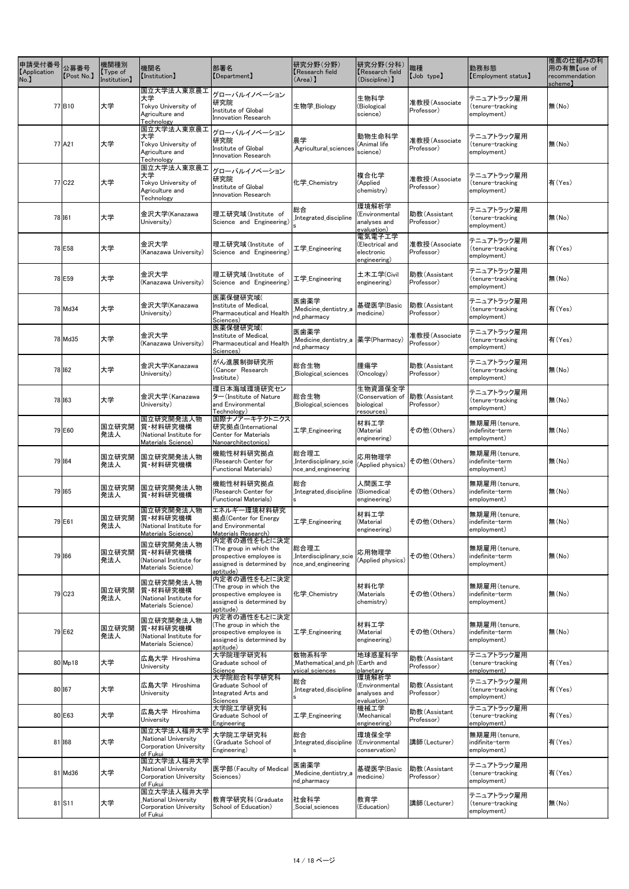| 申請受付番号【Application No.】 | 公募番号【Post No.】 | 機関種別【Type of Institution】 | 機関名【Institution】 | 部署名【Department】 | 研究分野(分野)【Research field (Area)】 | 研究分野(分科)【Research field (Discipline)】 | 職種【Job type】 | 勤務形態【Employment status】 | 推薦の仕組みの利用の有無【use of recommendation scheme】 |
|---|---|---|---|---|---|---|---|---|---|
| 77 | B10 | 大学 | 国立大学法人東京農工大学 Tokyo University of Agriculture and Technology | グローバルイノベーション研究院 Institute of Global Innovation Research | 生物学_Biology | 生物科学(Biological science) | 准教授(Associate Professor) | テニュアトラック雇用(tenure-tracking employment) | 無(No) |
| 77 | A21 | 大学 | 国立大学法人東京農工大学 Tokyo University of Agriculture and Technology | グローバルイノベーション研究院 Institute of Global Innovation Research | 農学_Agricultural_sciences | 動物生命科学(Animal life science) | 准教授(Associate Professor) | テニュアトラック雇用(tenure-tracking employment) | 無(No) |
| 77 | C22 | 大学 | 国立大学法人東京農工大学 Tokyo University of Agriculture and Technology | グローバルイノベーション研究院 Institute of Global Innovation Research | 化学_Chemistry | 複合化学(Applied chemistry) | 准教授(Associate Professor) | テニュアトラック雇用(tenure-tracking employment) | 有(Yes) |
| 78 | I61 | 大学 | 金沢大学(Kanazawa University) | 理工研究域(Institute of Science and Engineering) | 総合_Integrated_disciplines | 環境解析学(Environmental analyses and evaluation) | 助教(Assistant Professor) | テニュアトラック雇用(tenure-tracking employment) | 無(No) |
| 78 | E58 | 大学 | 金沢大学(Kanazawa University) | 理工研究域(Institute of Science and Engineering) | 工学_Engineering | 電気電子工学(Electrical and electronic engineering) | 准教授(Associate Professor) | テニュアトラック雇用(tenure-tracking employment) | 有(Yes) |
| 78 | E59 | 大学 | 金沢大学(Kanazawa University) | 理工研究域(Institute of Science and Engineering) | 工学_Engineering | 土木工学(Civil engineering) | 助教(Assistant Professor) | テニュアトラック雇用(tenure-tracking employment) | 無(No) |
| 78 | Md34 | 大学 | 金沢大学(Kanazawa University) | 医薬保健研究域(Institute of Medical, Pharmaceutical and Health Sciences) | 医歯薬学_Medicine_dentistry_and_pharmacy | 基礎医学(Basic medicine) | 助教(Assistant Professor) | テニュアトラック雇用(tenure-tracking employment) | 有(Yes) |
| 78 | Md35 | 大学 | 金沢大学(Kanazawa University) | 医薬保健研究域(Institute of Medical, Pharmaceutical and Health Sciences) | 医歯薬学_Medicine_dentistry_and_pharmacy | 薬学(Pharmacy) | 准教授(Associate Professor) | テニュアトラック雇用(tenure-tracking employment) | 有(Yes) |
| 78 | I62 | 大学 | 金沢大学(Kanazawa University) | がん進展制御研究所(Cancer Research Institute) | 総合生物_Biological_sciences | 腫瘍学(Oncology) | 助教(Assistant Professor) | テニュアトラック雇用(tenure-tracking employment) | 無(No) |
| 78 | I63 | 大学 | 金沢大学(Kanazawa University) | 環日本海域環境研究センター(Institute of Nature and Environmental Technology) | 総合生物_Biological_sciences | 生物資源保全学(Conservation of biological resources) | 助教(Assistant Professor) | テニュアトラック雇用(tenure-tracking employment) | 無(No) |
| 79 | E60 | 国立研究開発法人 | 国立研究開発法人物質・材料研究機構(National Institute for Materials Science) | 国際ナノアーキテクトニクス研究拠点(International Center for Materials Nanoarchitectonics) | 工学_Engineering | 材料工学(Material engineering) | その他(Others) | 無期雇用(tenure, indefinite-term employment) | 無(No) |
| 79 | I64 | 国立研究開発法人 | 国立研究開発法人物質・材料研究機構 | 機能性材料研究拠点(Research Center for Functional Materials) | 総合理工_Interdisciplinary_science_and_engineering | 応用物理学(Applied physics) | その他(Others) | 無期雇用(tenure, indefinite-term employment) | 無(No) |
| 79 | I65 | 国立研究開発法人 | 国立研究開発法人物質・材料研究機構 | 機能性材料研究拠点(Research Center for Functional Materials) | 総合_Integrated_disciplines | 人間医工学(Biomedical engineering) | その他(Others) | 無期雇用(tenure, indefinite-term employment) | 無(No) |
| 79 | E61 | 国立研究開発法人 | 国立研究開発法人物質・材料研究機構(National Institute for Materials Science) | エネルギー・環境材料研究拠点(Center for Energy and Environmental Materials Research) | 工学_Engineering | 材料工学(Material engineering) | その他(Others) | 無期雇用(tenure, indefinite-term employment) | 無(No) |
| 79 | I66 | 国立研究開発法人 | 国立研究開発法人物質・材料研究機構(National Institute for Materials Science) | 内定者の適性をもとに決定(The group in which the prospective employee is assigned is determined by aptitude) | 総合理工_Interdisciplinary_science_and_engineering | 応用物理学(Applied physics) | その他(Others) | 無期雇用(tenure, indefinite-term employment) | 無(No) |
| 79 | C23 | 国立研究開発法人 | 国立研究開発法人物質・材料研究機構(National Institute for Materials Science) | 内定者の適性をもとに決定(The group in which the prospective employee is assigned is determined by aptitude) | 化学_Chemistry | 材料化学(Materials chemistry) | その他(Others) | 無期雇用(tenure, indefinite-term employment) | 無(No) |
| 79 | E62 | 国立研究開発法人 | 国立研究開発法人物質・材料研究機構(National Institute for Materials Science) | 内定者の適性をもとに決定(The group in which the prospective employee is assigned is determined by aptitude) | 工学_Engineering | 材料工学(Material engineering) | その他(Others) | 無期雇用(tenure, indefinite-term employment) | 無(No) |
| 80 | Mp18 | 大学 | 広島大学 Hiroshima University | 大学院理学研究科 Graduate school of Science | 数物系科学_Mathematical_and_physical_sciences | 地球惑星科学(Earth and planetary | 助教(Assistant Professor) | テニュアトラック雇用(tenure-tracking employment) | 有(Yes) |
| 80 | I67 | 大学 | 広島大学 Hiroshima University | 大学院総合科学研究科 Graduate School of Integrated Arts and Sciences | 総合_Integrated_disciplines | 環境解析学(Environmental analyses and evaluation) | 助教(Assistant Professor) | テニュアトラック雇用(tenure-tracking employment) | 有(Yes) |
| 80 | E63 | 大学 | 広島大学 Hiroshima University | 大学院工学研究科 Graduate School of Engineering | 工学_Engineering | 機械工学(Mechanical engineering) | 助教(Assistant Professor) | テニュアトラック雇用(tenure-tracking employment) | 有(Yes) |
| 81 | I68 | 大学 | 国立大学法人福井大学_National University Corporation University of Fukui | 大学院工学研究科(Graduate School of Engineering) | 総合_Integrated_disciplines | 環境保全学(Environmental conservation) | 講師(Lecturer) | 無期雇用(tenure, indifinite-term employment) | 有(Yes) |
| 81 | Md36 | 大学 | 国立大学法人福井大学_National University Corporation University of Fukui | 医学部(Faculty of Medical Sciences) | 医歯薬学_Medicine_dentistry_and_pharmacy | 基礎医学(Basic medicine) | 助教(Assistant Professor) | テニュアトラック雇用(tenure-tracking employment) | 有(Yes) |
| 81 | S11 | 大学 | 国立大学法人福井大学_National University Corporation University of Fukui | 教育学研究科(Graduate School of Education) | 社会科学_Social_sciences | 教育学(Education) | 講師(Lecturer) | テニュアトラック雇用(tenure-tracking employment) | 無(No) |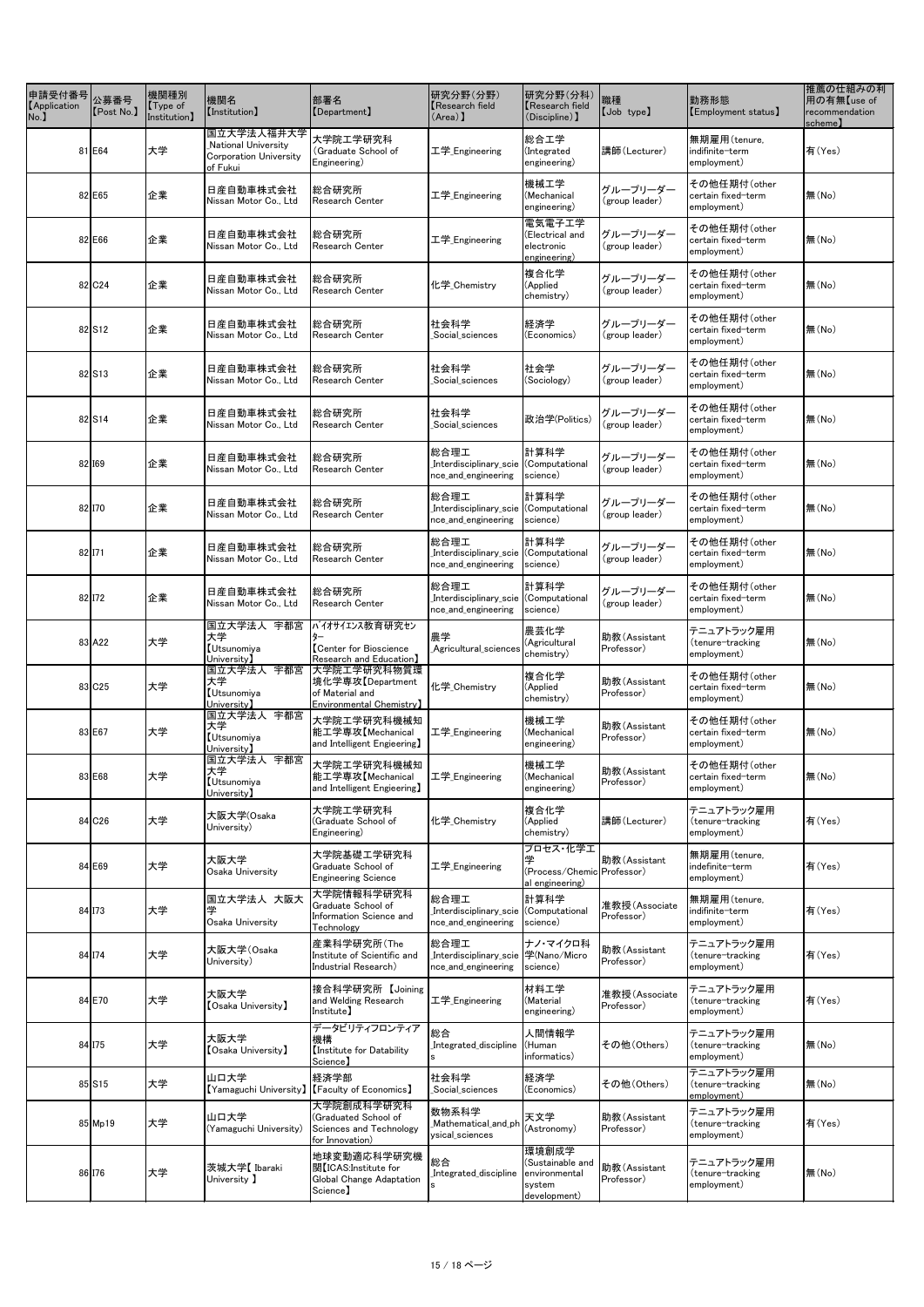| 申請受付番号【Application No.】 | 公募番号【Post No.】 | 機関種別【Type of Institution】 | 機関名【Institution】 | 部署名【Department】 | 研究分野(分野)【Research field (Area)】 | 研究分野(分科)【Research field (Discipline)】 | 職種【Job type】 | 勤務形態【Employment status】 | 推薦の仕組みの利用の有無【use of recommendation scheme】 |
|---|---|---|---|---|---|---|---|---|---|
| 81 | E64 | 大学 | 国立大学法人福井大学 National University Corporation University of Fukui | 大学院工学研究科 (Graduate School of Engineering) | 工学_Engineering | 総合工学 (Integrated engineering) | 講師(Lecturer) | 無期雇用(tenure, indifinite-term employment) | 有(Yes) |
| 82 | E65 | 企業 | 日産自動車株式会社 Nissan Motor Co., Ltd | 総合研究所 Research Center | 工学_Engineering | 機械工学 (Mechanical engineering) | グループリーダー (group leader) | その他任期付(other certain fixed-term employment) | 無(No) |
| 82 | E66 | 企業 | 日産自動車株式会社 Nissan Motor Co., Ltd | 総合研究所 Research Center | 工学_Engineering | 電気電子工学 (Electrical and electronic engineering) | グループリーダー (group leader) | その他任期付(other certain fixed-term employment) | 無(No) |
| 82 | C24 | 企業 | 日産自動車株式会社 Nissan Motor Co., Ltd | 総合研究所 Research Center | 化学_Chemistry | 複合化学 (Applied chemistry) | グループリーダー (group leader) | その他任期付(other certain fixed-term employment) | 無(No) |
| 82 | S12 | 企業 | 日産自動車株式会社 Nissan Motor Co., Ltd | 総合研究所 Research Center | 社会科学 _Social_sciences | 経済学 (Economics) | グループリーダー (group leader) | その他任期付(other certain fixed-term employment) | 無(No) |
| 82 | S13 | 企業 | 日産自動車株式会社 Nissan Motor Co., Ltd | 総合研究所 Research Center | 社会科学 _Social_sciences | 社会学 (Sociology) | グループリーダー (group leader) | その他任期付(other certain fixed-term employment) | 無(No) |
| 82 | S14 | 企業 | 日産自動車株式会社 Nissan Motor Co., Ltd | 総合研究所 Research Center | 社会科学 _Social_sciences | 政治学(Politics) | グループリーダー (group leader) | その他任期付(other certain fixed-term employment) | 無(No) |
| 82 | I69 | 企業 | 日産自動車株式会社 Nissan Motor Co., Ltd | 総合研究所 Research Center | 総合理工 _Interdisciplinary_science_and_engineering | 計算科学 (Computational science) | グループリーダー (group leader) | その他任期付(other certain fixed-term employment) | 無(No) |
| 82 | I70 | 企業 | 日産自動車株式会社 Nissan Motor Co., Ltd | 総合研究所 Research Center | 総合理工 _Interdisciplinary_science_and_engineering | 計算科学 (Computational science) | グループリーダー (group leader) | その他任期付(other certain fixed-term employment) | 無(No) |
| 82 | I71 | 企業 | 日産自動車株式会社 Nissan Motor Co., Ltd | 総合研究所 Research Center | 総合理工 _Interdisciplinary_science_and_engineering | 計算科学 (Computational science) | グループリーダー (group leader) | その他任期付(other certain fixed-term employment) | 無(No) |
| 82 | I72 | 企業 | 日産自動車株式会社 Nissan Motor Co., Ltd | 総合研究所 Research Center | 総合理工 _Interdisciplinary_science_and_engineering | 計算科学 (Computational science) | グループリーダー (group leader) | その他任期付(other certain fixed-term employment) | 無(No) |
| 83 | A22 | 大学 | 国立大学法人 宇都宮大学【Utsunomiya University】 | バイオサイエンス教育研究センター【Center for Bioscience Research and Education】 | 農学 _Agricultural_sciences | 農芸化学 (Agricultural chemistry) | 助教(Assistant Professor) | テニュアトラック雇用 (tenure-tracking employment) | 無(No) |
| 83 | C25 | 大学 | 国立大学法人 宇都宮大学【Utsunomiya University】 | 大学院工学研究科物質環境化学専攻【Department of Material and Environmental Chemistry】 | 化学_Chemistry | 複合化学 (Applied chemistry) | 助教(Assistant Professor) | その他任期付(other certain fixed-term employment) | 無(No) |
| 83 | E67 | 大学 | 国立大学法人 宇都宮大学【Utsunomiya University】 | 大学院工学研究科機械知能工学専攻【Mechanical and Intelligent Engieering】 | 工学_Engineering | 機械工学 (Mechanical engineering) | 助教(Assistant Professor) | その他任期付(other certain fixed-term employment) | 無(No) |
| 83 | E68 | 大学 | 国立大学法人 宇都宮大学【Utsunomiya University】 | 大学院工学研究科機械知能工学専攻【Mechanical and Intelligent Engieering】 | 工学_Engineering | 機械工学 (Mechanical engineering) | 助教(Assistant Professor) | その他任期付(other certain fixed-term employment) | 無(No) |
| 84 | C26 | 大学 | 大阪大学(Osaka University) | 大学院工学研究科 (Graduate School of Engineering) | 化学_Chemistry | 複合化学 (Applied chemistry) | 講師(Lecturer) | テニュアトラック雇用 (tenure-tracking employment) | 有(Yes) |
| 84 | E69 | 大学 | 大阪大学 Osaka University | 大学院基礎工学研究科 Graduate School of Engineering Science | 工学_Engineering | プロセス・化学工学 (Process/Chemical engineering) | 助教(Assistant Professor) | 無期雇用(tenure, indefinite-term employment) | 有(Yes) |
| 84 | I73 | 大学 | 国立大学法人 大阪大学 Osaka University | 大学院情報科学研究科 Graduate School of Information Science and Technology | 総合理工 _Interdisciplinary_science_and_engineering | 計算科学 (Computational science) | 准教授(Associate Professor) | 無期雇用(tenure, indifinite-term employment) | 有(Yes) |
| 84 | I74 | 大学 | 大阪大学(Osaka University) | 産業科学研究所(The Institute of Scientific and Industrial Research) | 総合理工 _Interdisciplinary_science_and_engineering | ナノ・マイクロ科学(Nano/Micro science) | 助教(Assistant Professor) | テニュアトラック雇用 (tenure-tracking employment) | 有(Yes) |
| 84 | E70 | 大学 | 大阪大学【Osaka University】 | 接合科学研究所 【Joining and Welding Research Institute】 | 工学_Engineering | 材料工学 (Material engineering) | 准教授(Associate Professor) | テニュアトラック雇用 (tenure-tracking employment) | 有(Yes) |
| 84 | I75 | 大学 | 大阪大学【Osaka University】 | データビリティフロンティア機構【Institute for Datability Science】 | 総合 _Integrated_disciplines | 人間情報学 (Human informatics) | その他(Others) | テニュアトラック雇用 (tenure-tracking employment) | 無(No) |
| 85 | S15 | 大学 | 山口大学【Yamaguchi University】 | 経済学部【Faculty of Economics】 | 社会科学 _Social_sciences | 経済学 (Economics) | その他(Others) | テニュアトラック雇用 (tenure-tracking employment) | 無(No) |
| 85 | Mp19 | 大学 | 山口大学 (Yamaguchi University) | 大学院創成科学研究科 (Graduated School of Sciences and Technology for Innovation) | 数物系科学 _Mathematical_and_physical_sciences | 天文学 (Astronomy) | 助教(Assistant Professor) | テニュアトラック雇用 (tenure-tracking employment) | 有(Yes) |
| 86 | I76 | 大学 | 茨城大学【 Ibaraki University 】 | 地球変動適応科学研究機関【ICAS:Institute for Global Change Adaptation Science】 | 総合 _Integrated_disciplines | 環境創成学 (Sustainable and environmental system development) | 助教(Assistant Professor) | テニュアトラック雇用 (tenure-tracking employment) | 無(No) |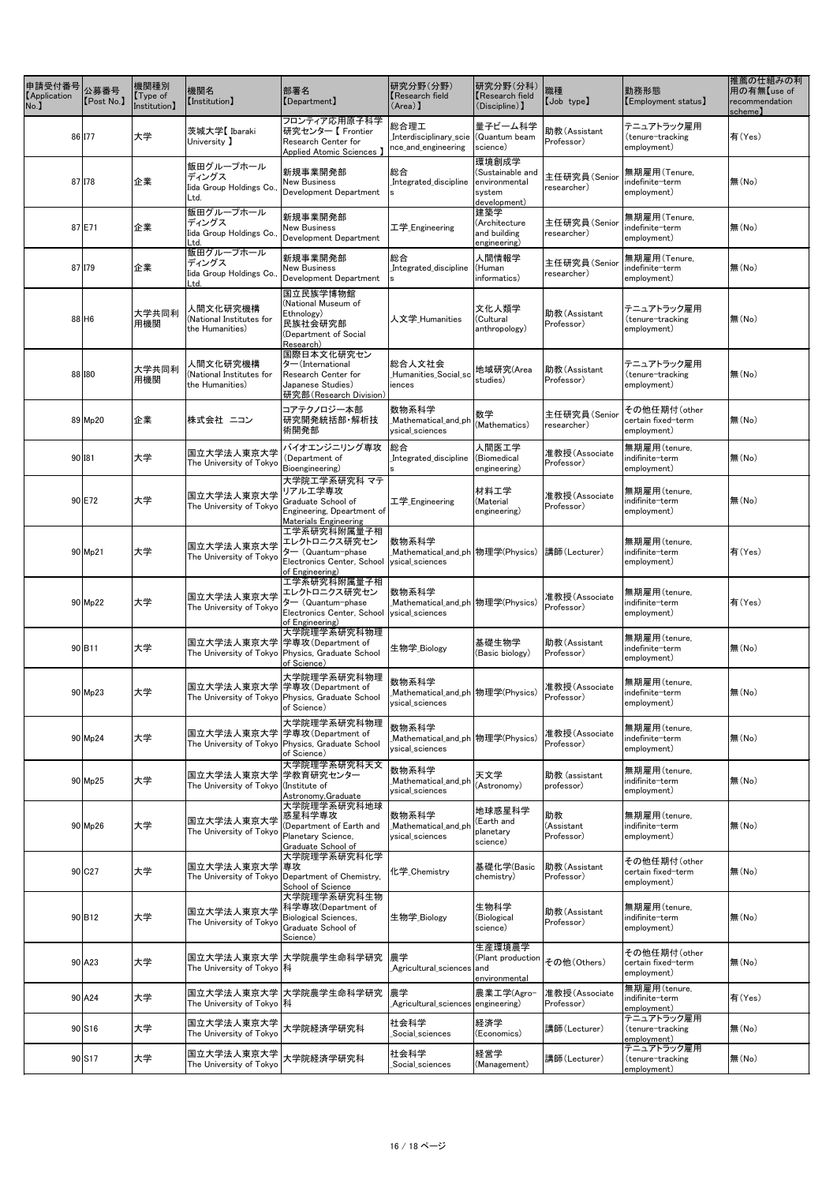| 申請受付番号【Application No.】 | 公募番号【Post No.】 | 機関種別【Type of Institution】 | 機関名【Institution】 | 部署名【Department】 | 研究分野(分野)【Research field (Area)】 | 研究分野(分科)【Research field (Discipline)】 | 職種【Job type】 | 勤務形態【Employment status】 | 推薦の仕組みの利用の有無【use of recommendation scheme】 |
|---|---|---|---|---|---|---|---|---|---|
| 86 | I77 | 大学 | 茨城大学【 Ibaraki University 】 | フロンティア応用原子科学研究センター【 Frontier Research Center for Applied Atomic Sciences 】 | 総合理工_Interdisciplinary_science_and_engineering | 量子ビーム科学(Quantum beam science) | 助教(Assistant Professor) | テニュアトラック雇用(tenure-tracking employment) | 有(Yes) |
| 87 | I78 | 企業 | 飯田グループホールディングス Iida Group Holdings Co., Ltd. | 新規事業開発部 New Business Development Department | 総合_Integrated_disciplines | 環境創成学(Sustainable and environmental system development) | 主任研究員(Senior researcher) | 無期雇用(Tenure, indefinite-term employment) | 無(No) |
| 87 | E71 | 企業 | 飯田グループホールディングス Iida Group Holdings Co., Ltd. | 新規事業開発部 New Business Development Department | 工学_Engineering | 建築学(Architecture and building engineering) | 主任研究員(Senior researcher) | 無期雇用(Tenure, indefinite-term employment) | 無(No) |
| 87 | I79 | 企業 | 飯田グループホールディングス Iida Group Holdings Co., Ltd. | 新規事業開発部 New Business Development Department | 総合_Integrated_disciplines | 人間情報学(Human informatics) | 主任研究員(Senior researcher) | 無期雇用(Tenure, indefinite-term employment) | 無(No) |
| 88 | H6 | 大学共同利用機関 | 人間文化研究機構(National Institutes for the Humanities) | 国立民族学博物館(National Museum of Ethnology) 民族社会研究部(Department of Social Research) | 人文学_Humanities | 文化人類学(Cultural anthropology) | 助教(Assistant Professor) | テニュアトラック雇用(tenure-tracking employment) | 無(No) |
| 88 | I80 | 大学共同利用機関 | 人間文化研究機構(National Institutes for the Humanities) | 国際日本文化研究センター(International Research Center for Japanese Studies) 研究部(Research Division) | 総合人文社会_Humanities_Social_sciences | 地域研究(Area studies) | 助教(Assistant Professor) | テニュアトラック雇用(tenure-tracking employment) | 無(No) |
| 89 | Mp20 | 企業 | 株式会社 ニコン | コアテクノロジー本部 研究開発統括部・解析技術開発部 | 数物系科学_Mathematical_and_physical_sciences | 数学(Mathematics) | 主任研究員(Senior researcher) | その他任期付(other certain fixed-term employment) | 無(No) |
| 90 | I81 | 大学 | 国立大学法人東京大学 The University of Tokyo | バイオエンジニアリング専攻(Department of Bioengineering) | 総合_Integrated_disciplines | 人間医工学(Biomedical engineering) | 准教授(Associate Professor) | 無期雇用(tenure, indifinite-term employment) | 無(No) |
| 90 | E72 | 大学 | 国立大学法人東京大学 The University of Tokyo | 大学院工学系研究科 マテリアル工学専攻 Graduate School of Engineering, Dpeartment of Materials Engineering | 工学_Engineering | 材料工学(Material engineering) | 准教授(Associate Professor) | 無期雇用(tenure, indifinite-term employment) | 無(No) |
| 90 | Mp21 | 大学 | 国立大学法人東京大学 The University of Tokyo | 工学系研究科附属量子相エレクトロニクス研究センター (Quantum-phase Electronics Center, School of Engineering) | 数物系科学_Mathematical_and_physical_sciences | 物理学(Physics) | 講師(Lecturer) | 無期雇用(tenure, indifinite-term employment) | 有(Yes) |
| 90 | Mp22 | 大学 | 国立大学法人東京大学 The University of Tokyo | 工学系研究科附属量子相エレクトロニクス研究センター (Quantum-phase Electronics Center, School of Engineering) | 数物系科学_Mathematical_and_physical_sciences | 物理学(Physics) | 准教授(Associate Professor) | 無期雇用(tenure, indifinite-term employment) | 有(Yes) |
| 90 | B11 | 大学 | 国立大学法人東京大学 The University of Tokyo | 大学院理学系研究科物理学専攻(Department of Physics, Graduate School of Science) | 生物学_Biology | 基礎生物学(Basic biology) | 助教(Assistant Professor) | 無期雇用(tenure, indifinite-term employment) | 無(No) |
| 90 | Mp23 | 大学 | 国立大学法人東京大学 The University of Tokyo | 大学院理学系研究科物理学専攻(Department of Physics, Graduate School of Science) | 数物系科学_Mathematical_and_physical_sciences | 物理学(Physics) | 准教授(Associate Professor) | 無期雇用(tenure, indifinite-term employment) | 無(No) |
| 90 | Mp24 | 大学 | 国立大学法人東京大学 The University of Tokyo | 大学院理学系研究科物理学専攻(Department of Physics, Graduate School of Science) | 数物系科学_Mathematical_and_physical_sciences | 物理学(Physics) | 准教授(Associate Professor) | 無期雇用(tenure, indifinite-term employment) | 無(No) |
| 90 | Mp25 | 大学 | 国立大学法人東京大学 The University of Tokyo | 大学院理学系研究科天文学教育研究センター(Institute of Astronomy,Graduate | 数物系科学_Mathematical_and_physical_sciences | 天文学(Astronomy) | 助教 (assistant professor) | 無期雇用(tenure, indifinite-term employment) | 無(No) |
| 90 | Mp26 | 大学 | 国立大学法人東京大学 The University of Tokyo | 大学院理学系研究科地球惑星科学専攻(Department of Earth and Planetary Science, Graduate School of | 数物系科学_Mathematical_and_physical_sciences | 地球惑星科学(Earth and planetary science) | 助教(Assistant Professor) | 無期雇用(tenure, indifinite-term employment) | 無(No) |
| 90 | C27 | 大学 | 国立大学法人東京大学 The University of Tokyo | 大学院理学系研究科化学専攻 Department of Chemistry, School of Science | 化学_Chemistry | 基礎化学(Basic chemistry) | 助教(Assistant Professor) | その他任期付(other certain fixed-term employment) | 無(No) |
| 90 | B12 | 大学 | 国立大学法人東京大学 The University of Tokyo | 大学院理学系研究科生物科学専攻(Department of Biological Sciences, Graduate School of Science) | 生物学_Biology | 生物科学(Biological science) | 助教(Assistant Professor) | 無期雇用(tenure, indifinite-term employment) | 無(No) |
| 90 | A23 | 大学 | 国立大学法人東京大学 The University of Tokyo | 大学院農学生命科学研究科 | 農学_Agricultural_sciences | 生産環境農学(Plant production and environmental | その他(Others) | その他任期付(other certain fixed-term employment) | 無(No) |
| 90 | A24 | 大学 | 国立大学法人東京大学 The University of Tokyo | 大学院農学生命科学研究科 | 農学_Agricultural_sciences | 農業工学(Agro-engineering) | 准教授(Associate Professor) | 無期雇用(tenure, indifinite-term employment) | 有(Yes) |
| 90 | S16 | 大学 | 国立大学法人東京大学 The University of Tokyo | 大学院経済学研究科 | 社会科学_Social_sciences | 経済学(Economics) | 講師(Lecturer) | テニュアトラック雇用(tenure-tracking employment) | 無(No) |
| 90 | S17 | 大学 | 国立大学法人東京大学 The University of Tokyo | 大学院経済学研究科 | 社会科学_Social_sciences | 経営学(Management) | 講師(Lecturer) | テニュアトラック雇用(tenure-tracking employment) | 無(No) |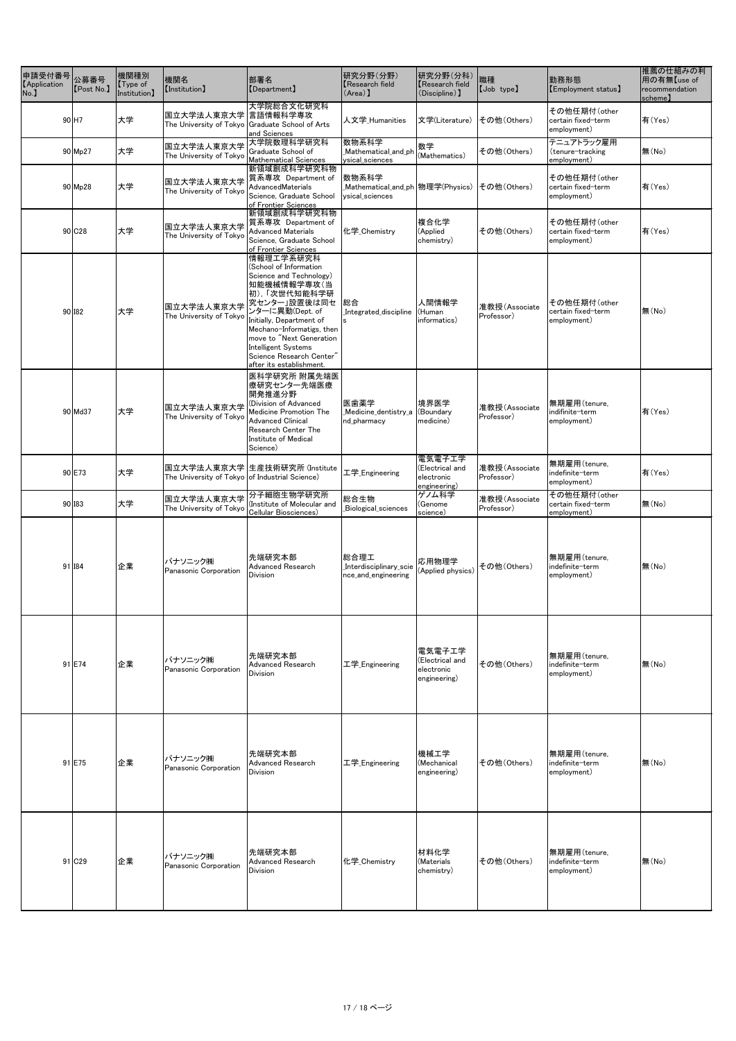| 申請受付番号【Application No.】 | 公募番号【Post No.】 | 機関種別【Type of Institution】 | 機関名【Institution】 | 部署名【Department】 | 研究分野(分野)【Research field (Area)】 | 研究分野(分科)【Research field (Discipline)】 | 職種【Job type】 | 勤務形態【Employment status】 | 推薦の仕組みの利用の有無【use of recommendation scheme】 |
|---|---|---|---|---|---|---|---|---|---|
| 90 | H7 | 大学 | 国立大学法人東京大学 The University of Tokyo | 大学院総合文化研究科言語情報科学専攻 Graduate School of Arts and Sciences | 人文学_Humanities | 文学(Literature) | その他(Others) | その他任期付(other certain fixed-term employment) | 有(Yes) |
| 90 | Mp27 | 大学 | 国立大学法人東京大学 The University of Tokyo | 大学院数理科学研究科 Graduate School of Mathematical Sciences | 数物系科学_Mathematical_and_physical_sciences | 数学(Mathematics) | その他(Others) | テニュアトラック雇用(tenure-tracking employment) | 無(No) |
| 90 | Mp28 | 大学 | 国立大学法人東京大学 The University of Tokyo | 新領域創成科学研究科物質系専攻 Department of AdvancedMaterials Science, Graduate School of Frontier Sciences | 数物系科学_Mathematical_and_physical_sciences | 物理学(Physics) | その他(Others) | その他任期付(other certain fixed-term employment) | 有(Yes) |
| 90 | C28 | 大学 | 国立大学法人東京大学 The University of Tokyo | 新領域創成科学研究科物質系専攻 Department of Advanced Materials Science, Graduate School of Frontier Sciences | 化学_Chemistry | 複合化学(Applied chemistry) | その他(Others) | その他任期付(other certain fixed-term employment) | 有(Yes) |
| 90 | I82 | 大学 | 国立大学法人東京大学 The University of Tokyo | 情報理工学系研究科(School of Information Science and Technology)知能機械情報学専攻(当初)，「次世代知能科学研究センター」設置後は同センターに異動(Dept. of Initially, Department of Mechano-Informatigs, then move to "Next Generation Intelligent Systems Science Research Center" after its establishment. | 総合_Integrated_disciplines | 人間情報学(Human informatics) | 准教授(Associate Professor) | その他任期付(other certain fixed-term employment) | 無(No) |
| 90 | Md37 | 大学 | 国立大学法人東京大学 The University of Tokyo | 医科学研究所 附属先端医療研究センター先端医療開発推進分野(Division of Advanced Medicine Promotion The Advanced Clinical Research Center The Institute of Medical Science) | 医歯薬学_Medicine_dentistry_and_pharmacy | 境界医学(Boundary medicine) | 准教授(Associate Professor) | 無期雇用(tenure, indifinite-term employment) | 有(Yes) |
| 90 | E73 | 大学 | 国立大学法人東京大学 The University of Tokyo | 生産技術研究所 (Institute of Industrial Science) | 工学_Engineering | 電気電子工学(Electrical and electronic engineering) | 准教授(Associate Professor) | 無期雇用(tenure, indefinite-term employment) | 有(Yes) |
| 90 | I83 | 大学 | 国立大学法人東京大学 The University of Tokyo | 分子細胞生物学研究所(Institute of Molecular and Cellular Biosciences) | 総合生物_Biological_sciences | ゲノム科学(Genome science) | 准教授(Associate Professor) | その他任期付(other certain fixed-term employment) | 無(No) |
| 91 | I84 | 企業 | パナソニック㈱ Panasonic Corporation | 先端研究本部 Advanced Research Division | 総合理工_Interdisciplinary_science_and_engineering | 応用物理学(Applied physics) | その他(Others) | 無期雇用(tenure, indefinite-term employment) | 無(No) |
| 91 | E74 | 企業 | パナソニック㈱ Panasonic Corporation | 先端研究本部 Advanced Research Division | 工学_Engineering | 電気電子工学(Electrical and electronic engineering) | その他(Others) | 無期雇用(tenure, indefinite-term employment) | 無(No) |
| 91 | E75 | 企業 | パナソニック㈱ Panasonic Corporation | 先端研究本部 Advanced Research Division | 工学_Engineering | 機械工学(Mechanical engineering) | その他(Others) | 無期雇用(tenure, indefinite-term employment) | 無(No) |
| 91 | C29 | 企業 | パナソニック㈱ Panasonic Corporation | 先端研究本部 Advanced Research Division | 化学_Chemistry | 材料化学(Materials chemistry) | その他(Others) | 無期雇用(tenure, indefinite-term employment) | 無(No) |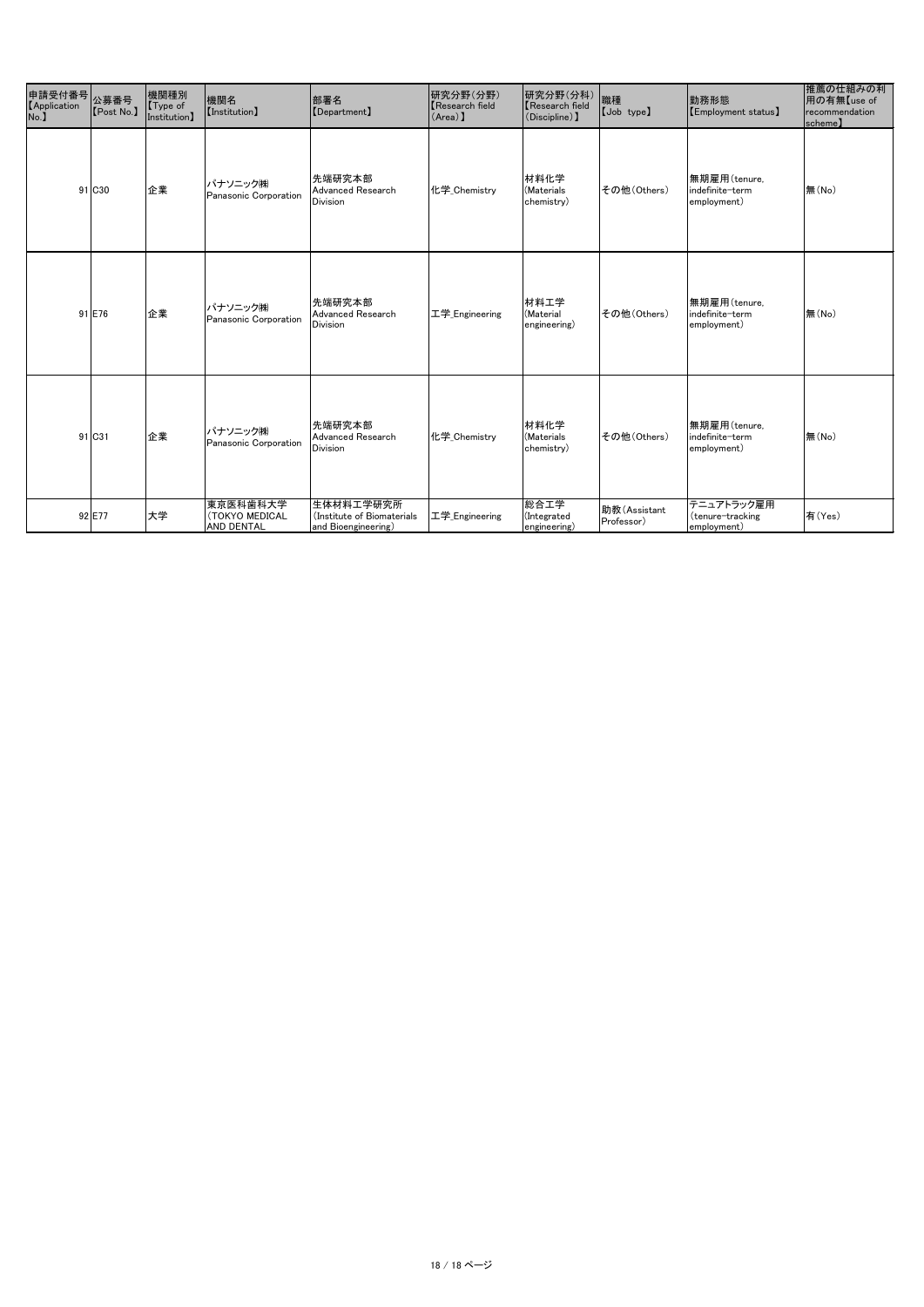| 申請受付番号【Application No.】 | 公募番号【Post No.】 | 機関種別【Type of Institution】 | 機関名【Institution】 | 部署名【Department】 | 研究分野(分野)【Research field (Area)】 | 研究分野(分科)【Research field (Discipline)】 | 職種【Job type】 | 勤務形態【Employment status】 | 推薦の仕組みの利用の有無【use of recommendation scheme】 |
|---|---|---|---|---|---|---|---|---|---|
| 91 | C30 | 企業 | パナソニック㈱ Panasonic Corporation | 先端研究本部 Advanced Research Division | 化学_Chemistry | 材料化学 (Materials chemistry) | その他(Others) | 無期雇用(tenure, indefinite-term employment) | 無(No) |
| 91 | E76 | 企業 | パナソニック㈱ Panasonic Corporation | 先端研究本部 Advanced Research Division | 工学_Engineering | 材料工学 (Material engineering) | その他(Others) | 無期雇用(tenure, indefinite-term employment) | 無(No) |
| 91 | C31 | 企業 | パナソニック㈱ Panasonic Corporation | 先端研究本部 Advanced Research Division | 化学_Chemistry | 材料化学 (Materials chemistry) | その他(Others) | 無期雇用(tenure, indefinite-term employment) | 無(No) |
| 92 | E77 | 大学 | 東京医科歯科大学 (TOKYO MEDICAL AND DENTAL | 生体材料工学研究所 (Institute of Biomaterials and Bioengineering) | 工学_Engineering | 総合工学 (Integrated engineering) | 助教(Assistant Professor) | テニュアトラック雇用 (tenure-tracking employment) | 有(Yes) |